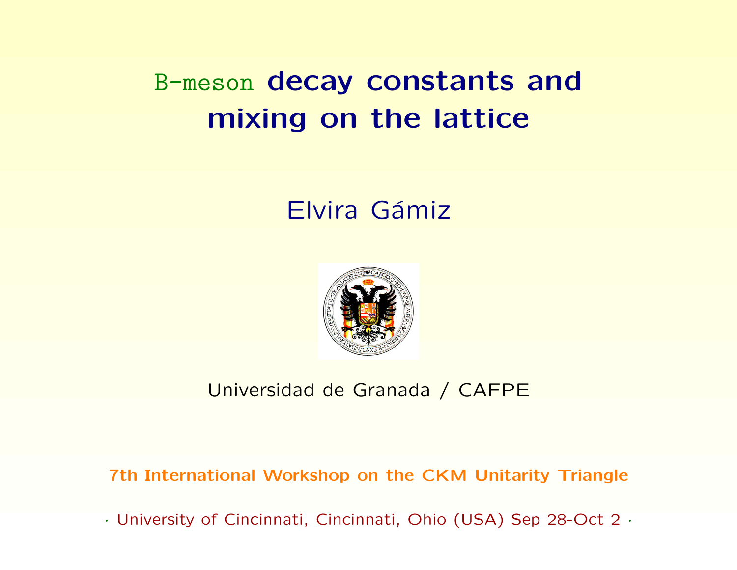# B-meson decay constants and mixing on the lattice

Elvira Gámiz

Universidad de Granada / CAFPE

**7th International Workshop on the CKM Unitarity Triangle**

· University of Cincinnati, Cincinnati, Ohio (USA) Sep 28-Oct 2 ·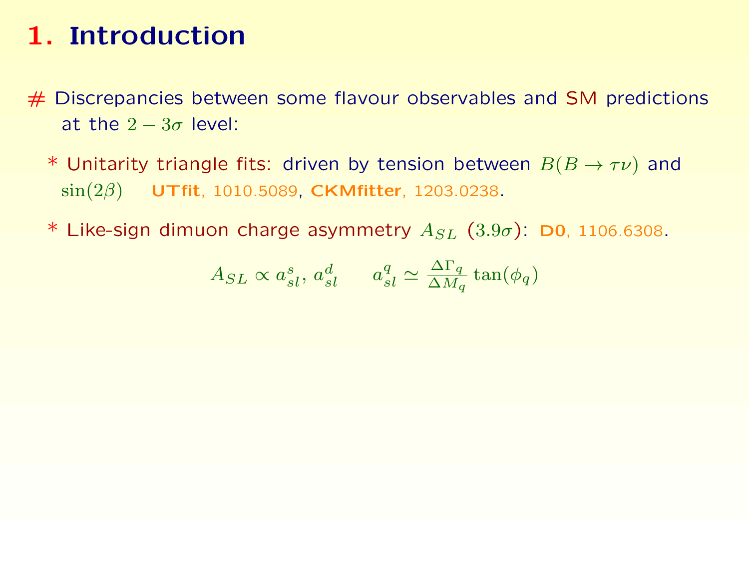# 1. Introduction

# Discrepancies between some flavour observables and SM predictions at the $2-3\sigma$ level:

* Unitarity triangle fits: driven by tension between $B(B \to \tau\nu)$ and $\sin(2\beta)$ **UTfit**, 1010.5089, **CKMfitter**, 1203.0238.

* Like-sign dimuon charge asymmetry $A_{SL}$ $(3.9\sigma)$: **D0**, 1106.6308.

$$A_{SL} \propto a^s_{sl},\, a^d_{sl} \qquad a^q_{sl} \simeq \frac{\Delta\Gamma_q}{\Delta M_q} \tan(\phi_q)$$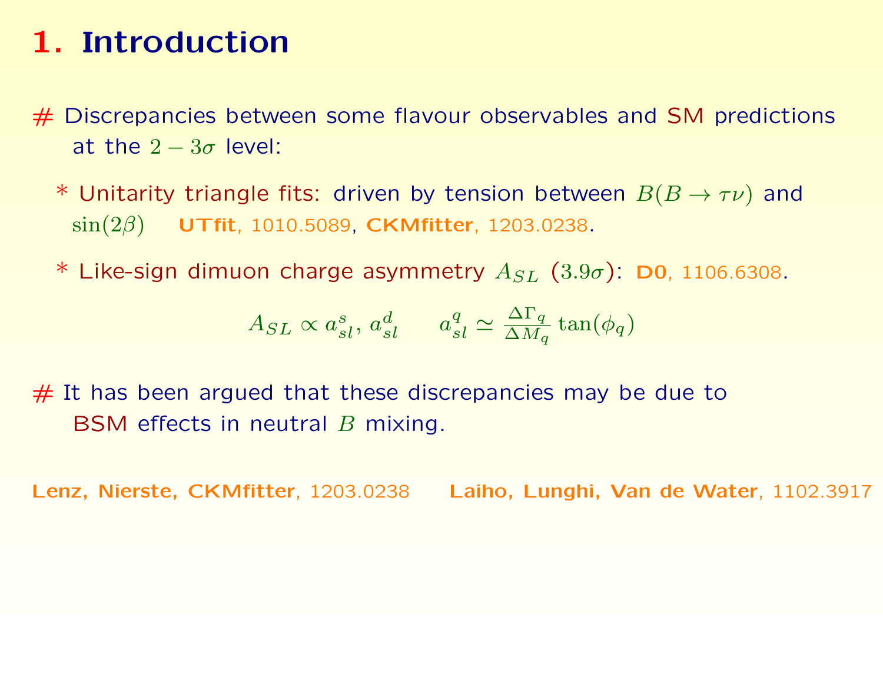# 1. Introduction

# Discrepancies between some flavour observables and SM predictions at the $2-3\sigma$ level:

* Unitarity triangle fits: driven by tension between $B(B \to \tau\nu)$ and $\sin(2\beta)$ **UTfit**, 1010.5089, **CKMfitter**, 1203.0238.

* Like-sign dimuon charge asymmetry $A_{SL}$ $(3.9\sigma)$: **D0**, 1106.6308.

$$A_{SL} \propto a_{sl}^s,\, a_{sl}^d \qquad a_{sl}^q \simeq \frac{\Delta\Gamma_q}{\Delta M_q} \tan(\phi_q)$$

# It has been argued that these discrepancies may be due to BSM effects in neutral $B$ mixing.

**Lenz, Nierste, CKMfitter**, 1203.0238 **Laiho, Lunghi, Van de Water**, 1102.3917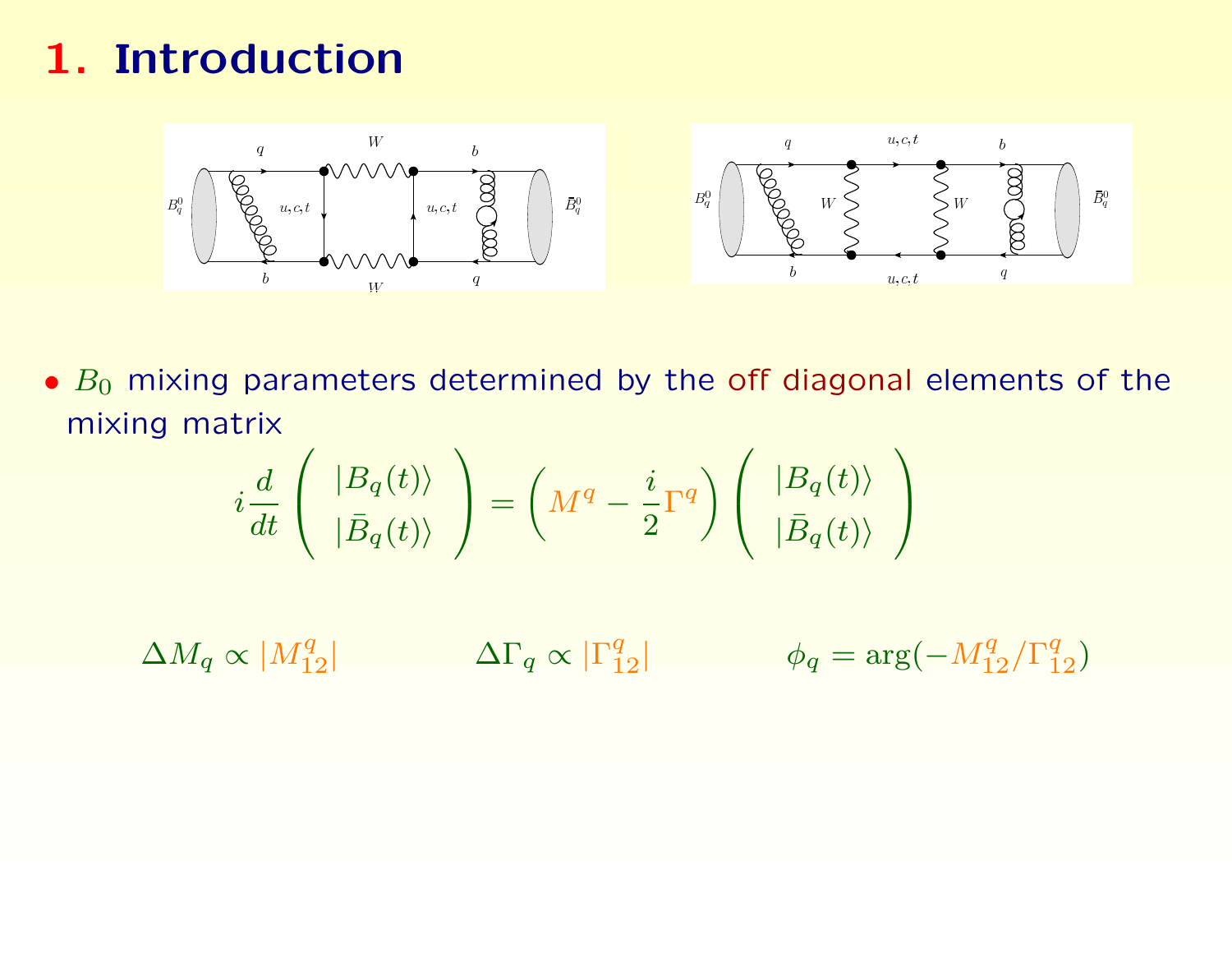# 1. Introduction

- $B_0$ mixing parameters determined by the off diagonal elements of the mixing matrix

$$i\frac{d}{dt}\begin{pmatrix} |B_q(t)\rangle \\ |\bar{B}_q(t)\rangle \end{pmatrix} = \left(M^q - \frac{i}{2}\Gamma^q\right)\begin{pmatrix} |B_q(t)\rangle \\ |\bar{B}_q(t)\rangle \end{pmatrix}$$

$$\Delta M_q \propto |M_{12}^q| \qquad \Delta\Gamma_q \propto |\Gamma_{12}^q| \qquad \phi_q = \arg(-M_{12}^q/\Gamma_{12}^q)$$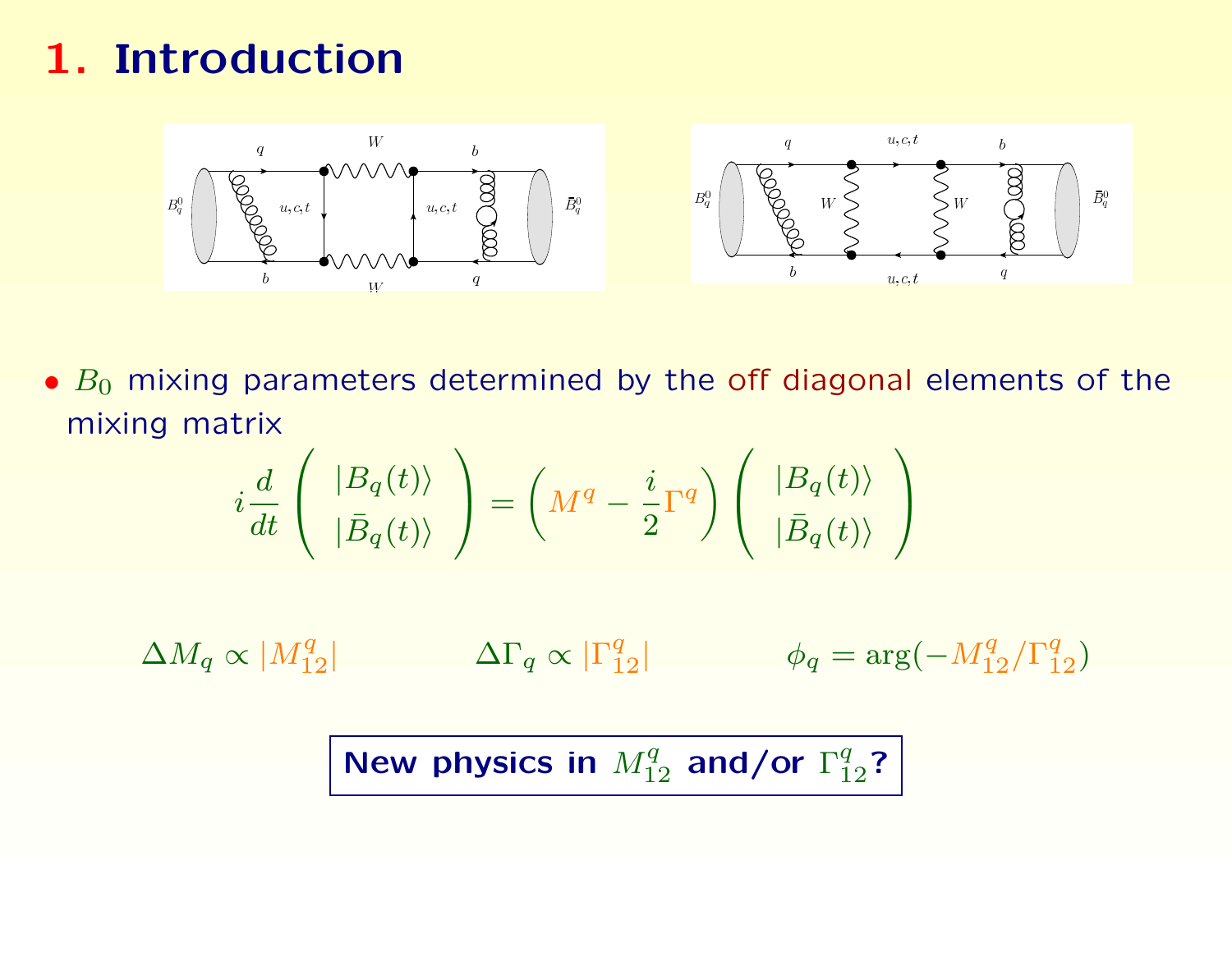# 1. Introduction

- $B_0$ mixing parameters determined by the off diagonal elements of the mixing matrix

$$i\frac{d}{dt}\begin{pmatrix} |B_q(t)\rangle \\ |\bar{B}_q(t)\rangle \end{pmatrix} = \left(M^q - \frac{i}{2}\Gamma^q\right)\begin{pmatrix} |B_q(t)\rangle \\ |\bar{B}_q(t)\rangle \end{pmatrix}$$

$$\Delta M_q \propto |M_{12}^q| \qquad \Delta\Gamma_q \propto |\Gamma_{12}^q| \qquad \phi_q = \arg(-M_{12}^q/\Gamma_{12}^q)$$

**New physics in $M_{12}^q$ and/or $\Gamma_{12}^q$?**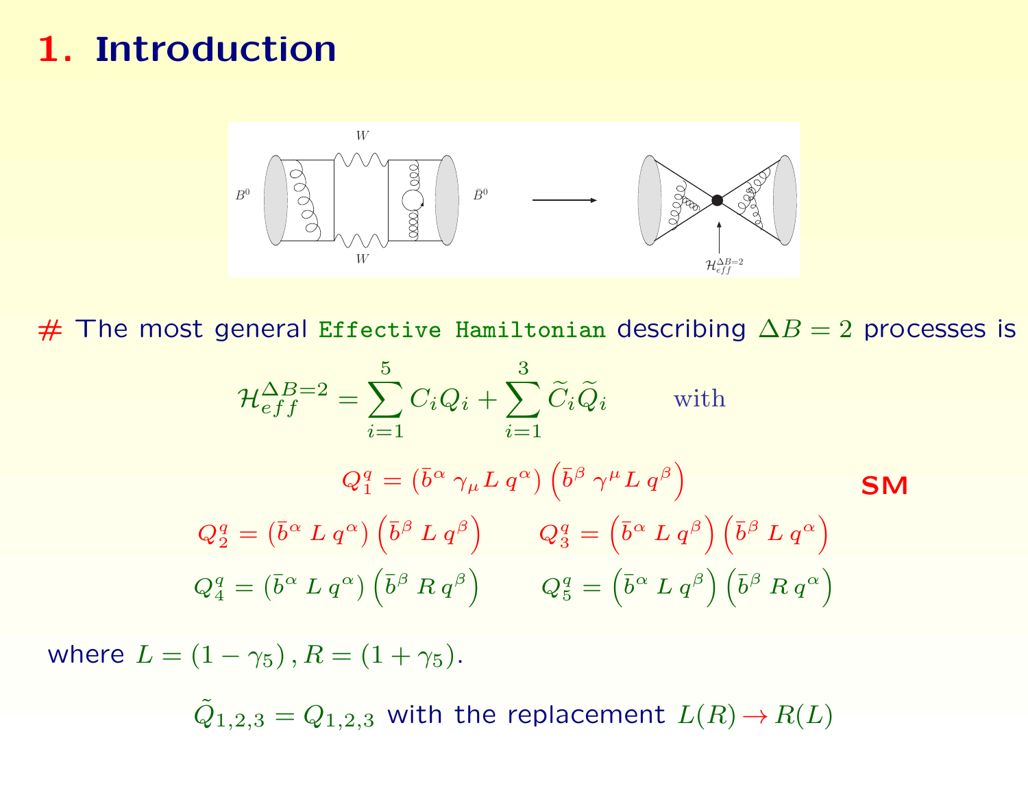# 1. Introduction

# The most general Effective Hamiltonian describing $\Delta B = 2$ processes is

$$\mathcal{H}_{eff}^{\Delta B=2} = \sum_{i=1}^{5} C_i Q_i + \sum_{i=1}^{3} \widetilde{C}_i \widetilde{Q}_i \qquad \text{with}$$

$$Q_1^q = \left(\bar{b}^\alpha \, \gamma_\mu L \, q^\alpha\right) \left(\bar{b}^\beta \, \gamma^\mu L \, q^\beta\right) \qquad \textbf{SM}$$

$$Q_2^q = \left(\bar{b}^\alpha \, L \, q^\alpha\right) \left(\bar{b}^\beta \, L \, q^\beta\right) \qquad Q_3^q = \left(\bar{b}^\alpha \, L \, q^\beta\right) \left(\bar{b}^\beta \, L \, q^\alpha\right)$$

$$Q_4^q = \left(\bar{b}^\alpha \, L \, q^\alpha\right) \left(\bar{b}^\beta \, R \, q^\beta\right) \qquad Q_5^q = \left(\bar{b}^\alpha \, L \, q^\beta\right) \left(\bar{b}^\beta \, R \, q^\alpha\right)$$

where $L = (1 - \gamma_5)\,, R = (1 + \gamma_5)$.

$\tilde{Q}_{1,2,3} = Q_{1,2,3}$ with the replacement $L(R) \to R(L)$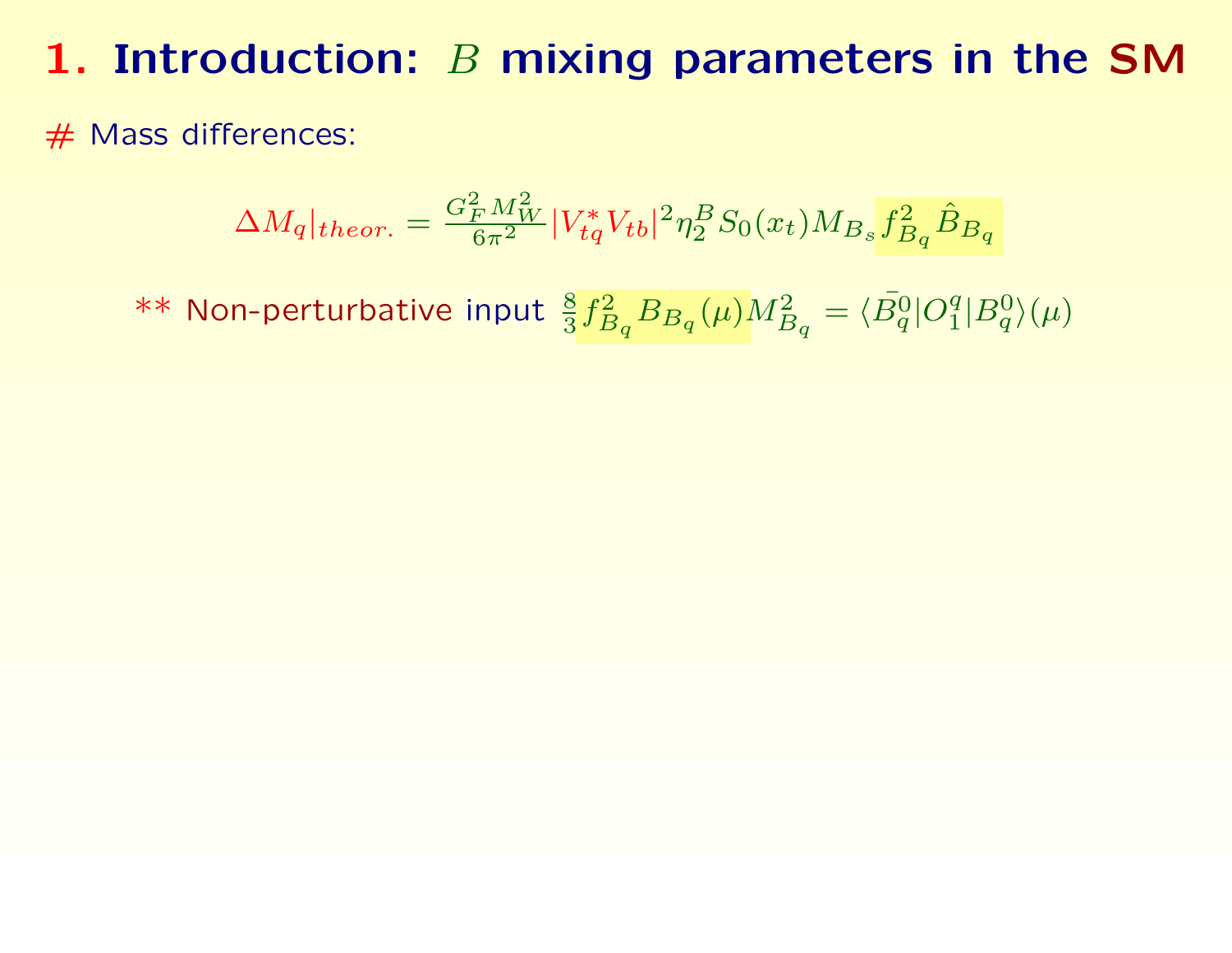# 1. Introduction: $B$ mixing parameters in the SM

\# Mass differences:

$$\Delta M_q|_{theor.} = \frac{G_F^2 M_W^2}{6\pi^2} |V_{tq}^* V_{tb}|^2 \eta_2^B S_0(x_t) M_{B_s} f_{B_q}^2 \hat{B}_{B_q}$$

\*\* Non-perturbative input $\frac{8}{3} f_{B_q}^2 B_{B_q}(\mu) M_{B_q}^2 = \langle \bar{B_q^0} | O_1^q | B_q^0 \rangle (\mu)$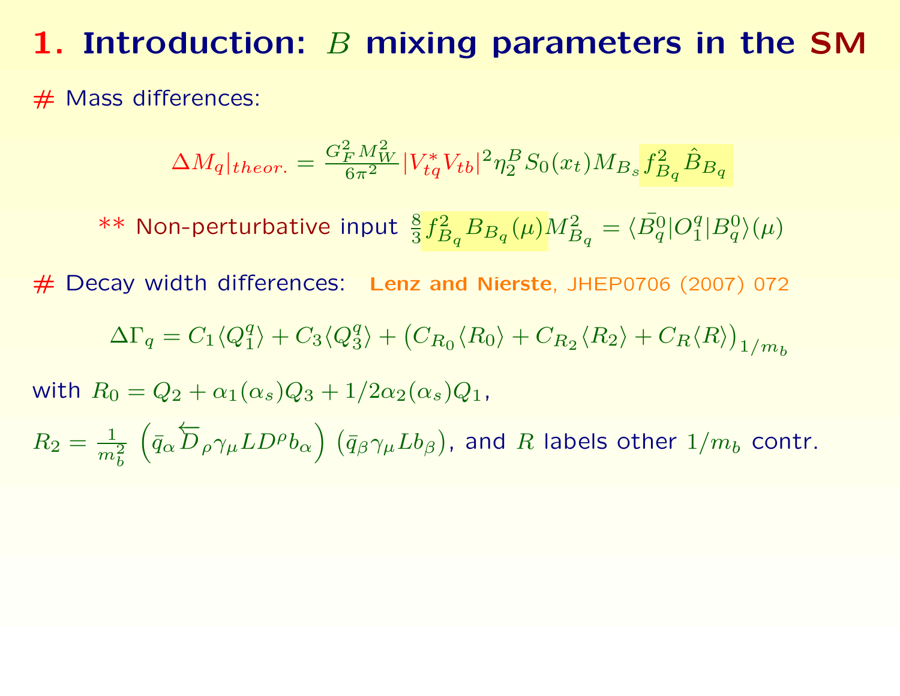# 1. Introduction: $B$ mixing parameters in the SM

# Mass differences:

$$\Delta M_q|_{theor.} = \frac{G_F^2 M_W^2}{6\pi^2} |V_{tq}^* V_{tb}|^2 \eta_2^B S_0(x_t) M_{B_s} f_{B_q}^2 \hat{B}_{B_q}$$

** Non-perturbative input $\frac{8}{3} f_{B_q}^2 B_{B_q}(\mu) M_{B_q}^2 = \langle \bar{B}_q^0 | O_1^q | B_q^0 \rangle (\mu)$

# Decay width differences: **Lenz and Nierste**, JHEP0706 (2007) 072

$$\Delta\Gamma_q = C_1 \langle Q_1^q \rangle + C_3 \langle Q_3^q \rangle + \left( C_{R_0} \langle R_0 \rangle + C_{R_2} \langle R_2 \rangle + C_R \langle R \rangle \right)_{1/m_b}$$

with $R_0 = Q_2 + \alpha_1(\alpha_s) Q_3 + 1/2 \alpha_2(\alpha_s) Q_1$,

$R_2 = \frac{1}{m_b^2} \left( \bar{q}_\alpha \overleftarrow{D}_\rho \gamma_\mu L D^\rho b_\alpha \right) \left( \bar{q}_\beta \gamma_\mu L b_\beta \right)$, and $R$ labels other $1/m_b$ contr.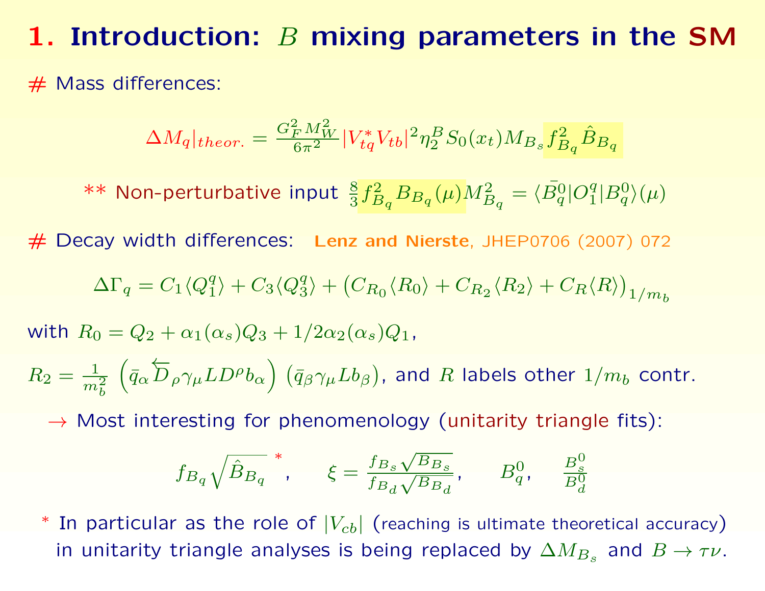# 1. Introduction: $B$ mixing parameters in the SM

# Mass differences:

$$\Delta M_q|_{theor.} = \frac{G_F^2 M_W^2}{6\pi^2} |V_{tq}^* V_{tb}|^2 \eta_2^B S_0(x_t) M_{B_s} f_{B_q}^2 \hat{B}_{B_q}$$

** Non-perturbative input $\frac{8}{3} f_{B_q}^2 B_{B_q}(\mu) M_{B_q}^2 = \langle \bar{B_q^0} | O_1^q | B_q^0 \rangle (\mu)$

# Decay width differences: **Lenz and Nierste**, JHEP0706 (2007) 072

$$\Delta\Gamma_q = C_1 \langle Q_1^q \rangle + C_3 \langle Q_3^q \rangle + \left( C_{R_0} \langle R_0 \rangle + C_{R_2} \langle R_2 \rangle + C_R \langle R \rangle \right)_{1/m_b}$$

with $R_0 = Q_2 + \alpha_1(\alpha_s) Q_3 + 1/2 \alpha_2(\alpha_s) Q_1$,

$R_2 = \frac{1}{m_b^2} \left( \bar{q}_\alpha \overleftarrow{D}_\rho \gamma_\mu L D^\rho b_\alpha \right) \left( \bar{q}_\beta \gamma_\mu L b_\beta \right)$, and $R$ labels other $1/m_b$ contr.

$\rightarrow$ Most interesting for phenomenology (unitarity triangle fits):

$$f_{B_q} \sqrt{\hat{B}_{B_q}}\ ^*, \qquad \xi = \frac{f_{B_s}\sqrt{B_{B_s}}}{f_{B_d}\sqrt{B_{B_d}}}, \qquad B_q^0, \qquad \frac{B_s^0}{B_d^0}$$

\* In particular as the role of $|V_{cb}|$ (reaching is ultimate theoretical accuracy) in unitarity triangle analyses is being replaced by $\Delta M_{B_s}$ and $B \rightarrow \tau\nu$.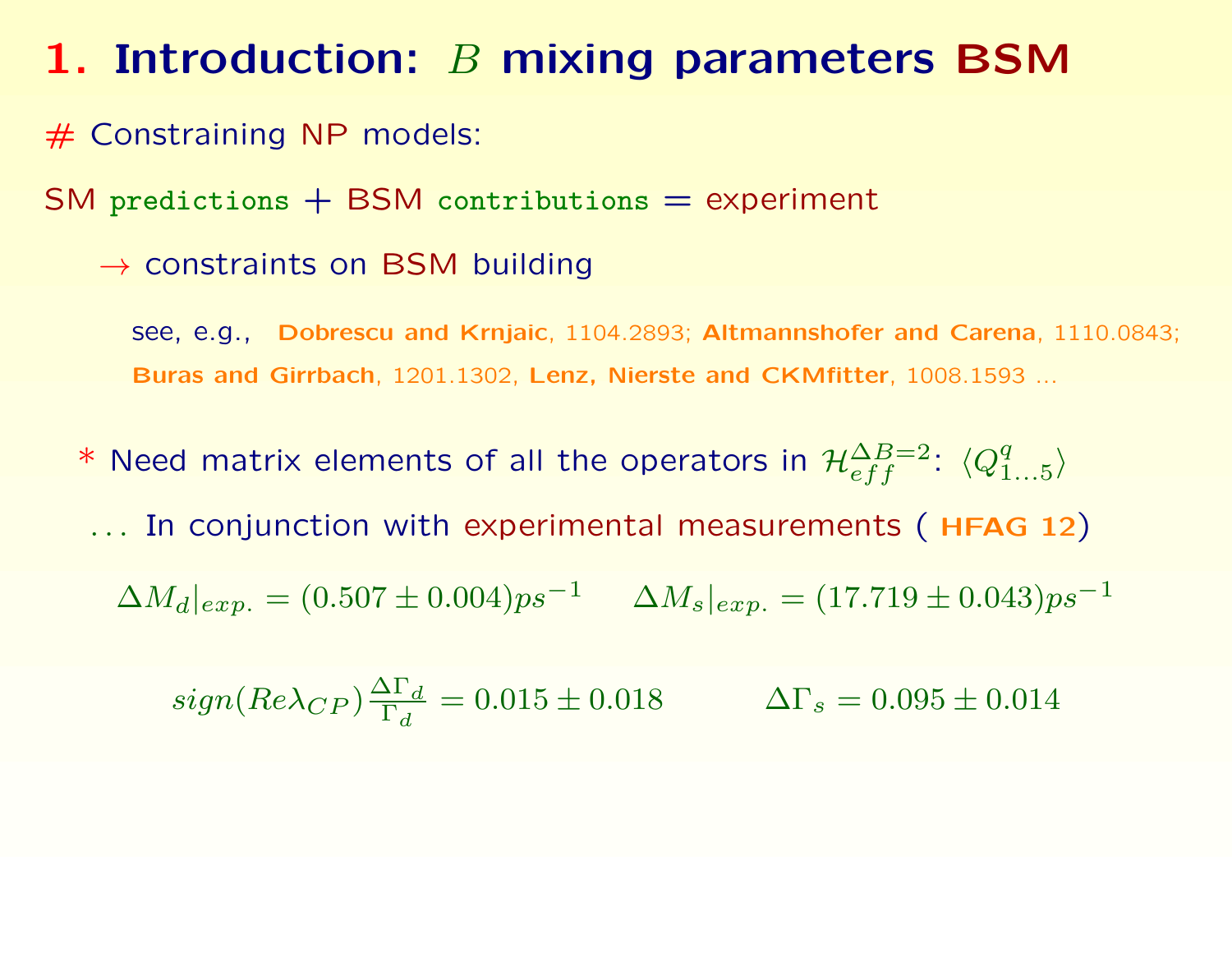# 1. Introduction: $B$ mixing parameters BSM

# Constraining NP models:

SM predictions + BSM contributions = experiment

$\rightarrow$ constraints on BSM building

see, e.g., **Dobrescu and Krnjaic**, 1104.2893; **Altmannshofer and Carena**, 1110.0843; **Buras and Girrbach**, 1201.1302, **Lenz, Nierste and CKMfitter**, 1008.1593 ...

* Need matrix elements of all the operators in $\mathcal{H}_{eff}^{\Delta B=2}$: $\langle Q^q_{1...5} \rangle$

... In conjunction with experimental measurements ( **HFAG 12**)

$$\Delta M_d|_{exp.} = (0.507 \pm 0.004) ps^{-1} \qquad \Delta M_s|_{exp.} = (17.719 \pm 0.043) ps^{-1}$$

$$sign(Re\lambda_{CP}) \frac{\Delta \Gamma_d}{\Gamma_d} = 0.015 \pm 0.018 \qquad \Delta \Gamma_s = 0.095 \pm 0.014$$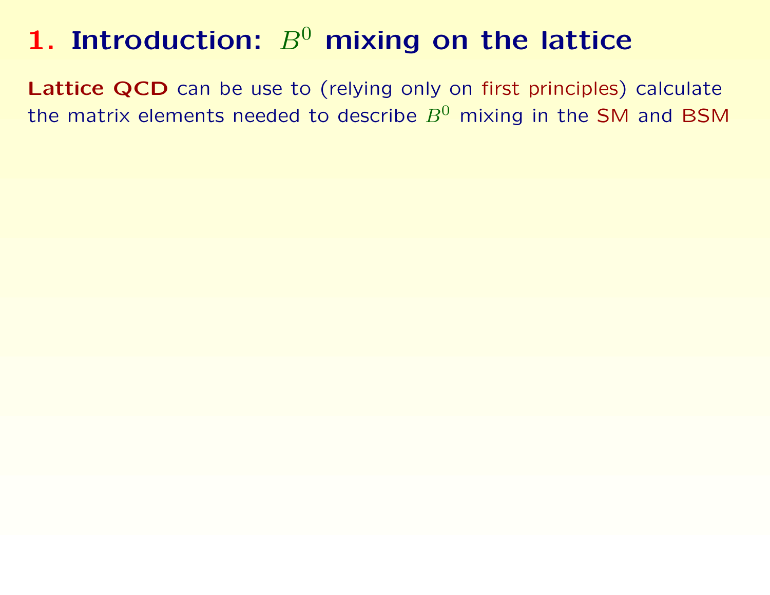# 1. Introduction: $B^0$ mixing on the lattice

**Lattice QCD** can be use to (relying only on first principles) calculate the matrix elements needed to describe $B^0$ mixing in the SM and BSM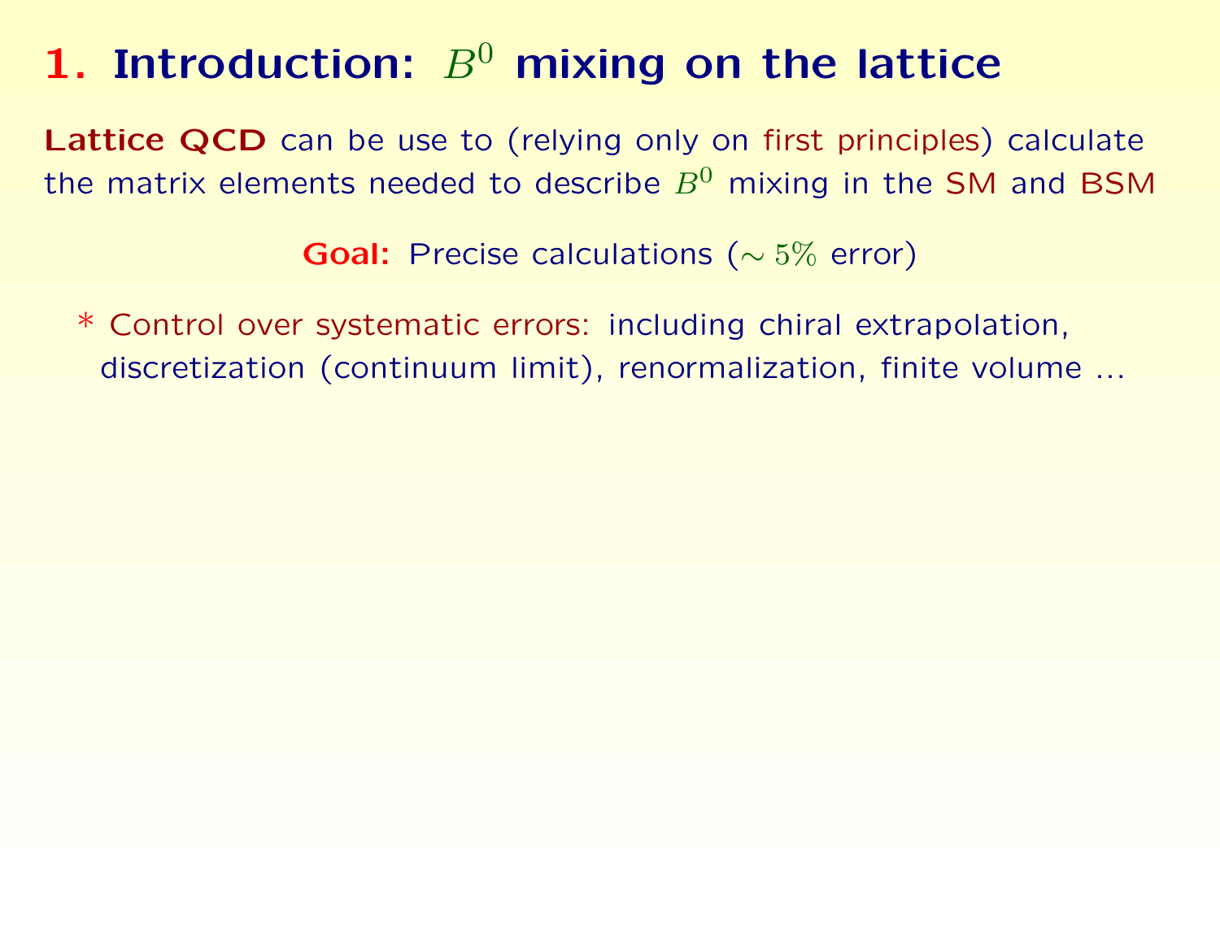# 1. Introduction: $B^0$ mixing on the lattice

**Lattice QCD** can be use to (relying only on first principles) calculate the matrix elements needed to describe $B^0$ mixing in the SM and BSM

**Goal:** Precise calculations ($\sim 5\%$ error)

* Control over systematic errors: including chiral extrapolation, discretization (continuum limit), renormalization, finite volume ...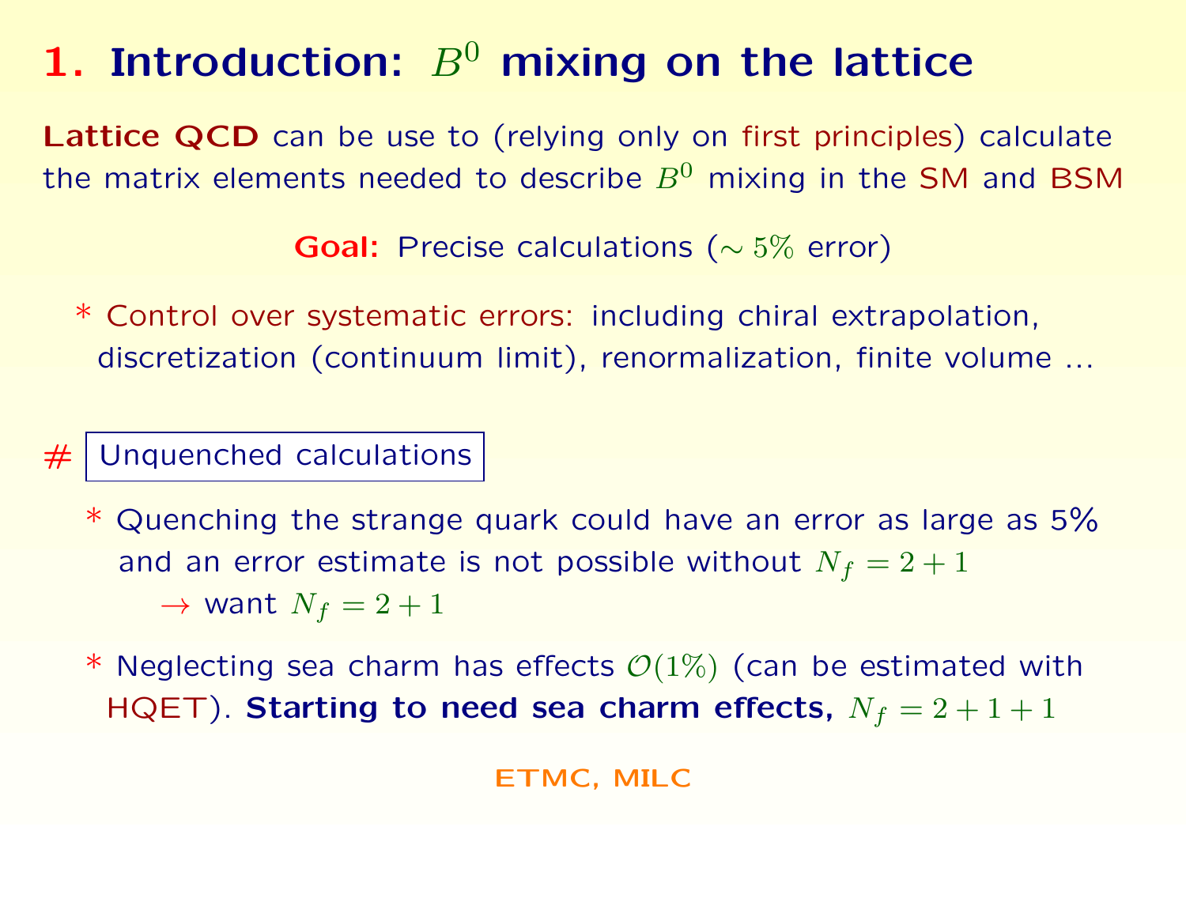# 1. Introduction: $B^0$ mixing on the lattice

**Lattice QCD** can be use to (relying only on first principles) calculate the matrix elements needed to describe $B^0$ mixing in the SM and BSM

**Goal:** Precise calculations ($\sim 5\%$ error)

* Control over systematic errors: including chiral extrapolation, discretization (continuum limit), renormalization, finite volume ...

# Unquenched calculations

* Quenching the strange quark could have an error as large as 5% and an error estimate is not possible without $N_f = 2 + 1$
  $\rightarrow$ want $N_f = 2 + 1$

* Neglecting sea charm has effects $\mathcal{O}(1\%)$ (can be estimated with HQET). **Starting to need sea charm effects,** $N_f = 2 + 1 + 1$

ETMC, MILC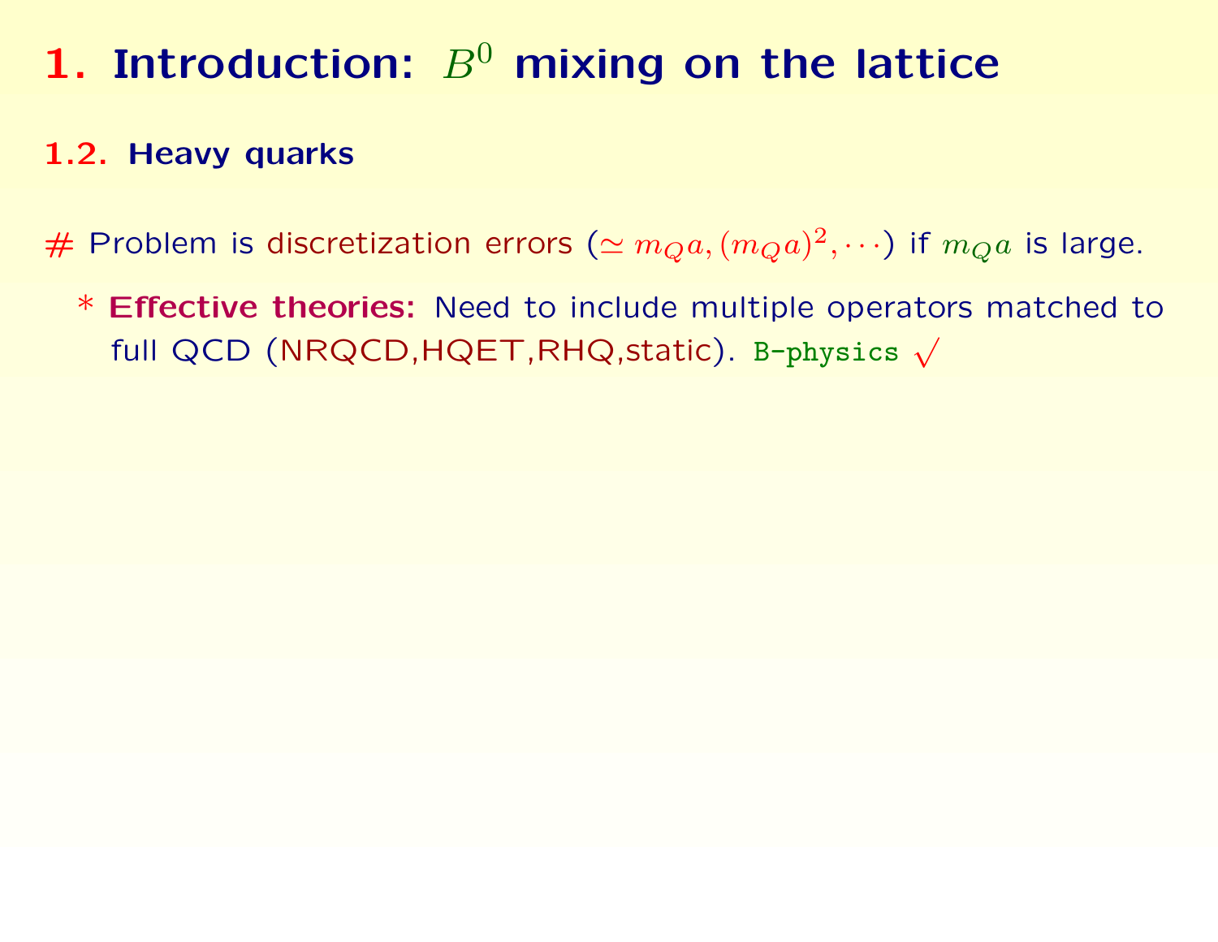# 1. Introduction: $B^0$ mixing on the lattice

## 1.2. Heavy quarks

# Problem is discretization errors ($\simeq m_Q a, (m_Q a)^2, \cdots$) if $m_Q a$ is large.

- * **Effective theories:** Need to include multiple operators matched to full QCD (NRQCD,HQET,RHQ,static). `B-physics` $\surd$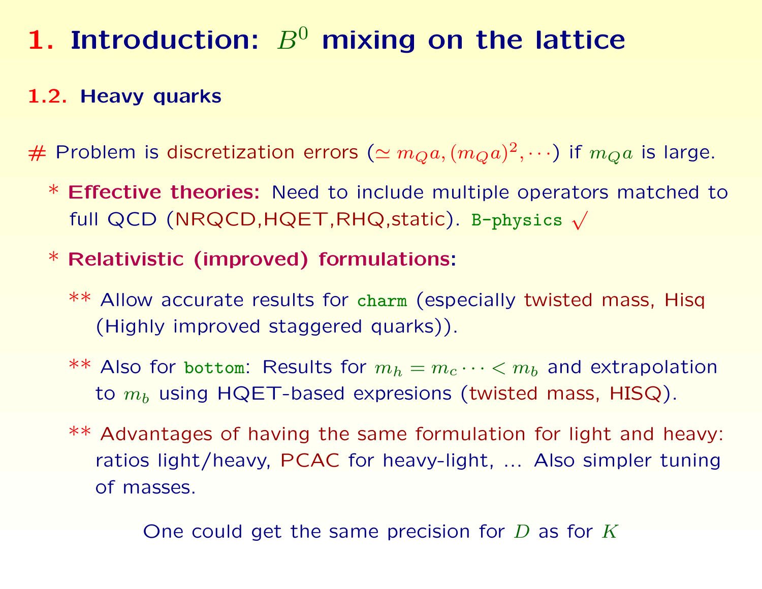# 1. Introduction: $B^0$ mixing on the lattice

## 1.2. Heavy quarks

\# Problem is discretization errors ($\simeq m_Q a, (m_Q a)^2, \cdots$) if $m_Q a$ is large.

- * **Effective theories:** Need to include multiple operators matched to full QCD (NRQCD,HQET,RHQ,static). `B-physics` $\surd$
- * **Relativistic (improved) formulations:**
  - ** Allow accurate results for `charm` (especially twisted mass, Hisq (Highly improved staggered quarks)).
  - ** Also for `bottom`: Results for $m_h = m_c \cdots < m_b$ and extrapolation to $m_b$ using HQET-based expresions (twisted mass, HISQ).
  - ** Advantages of having the same formulation for light and heavy: ratios light/heavy, PCAC for heavy-light, ... Also simpler tuning of masses.

One could get the same precision for $D$ as for $K$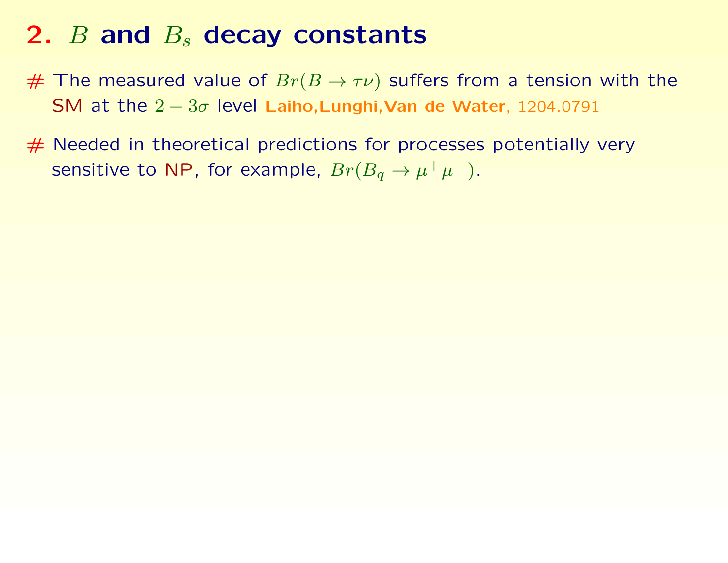## 2. $B$ and $B_s$ decay constants

# The measured value of $Br(B \to \tau\nu)$ suffers from a tension with the SM at the $2-3\sigma$ level **Laiho,Lunghi,Van de Water**, 1204.0791

# Needed in theoretical predictions for processes potentially very sensitive to NP, for example, $Br(B_q \to \mu^+\mu^-)$.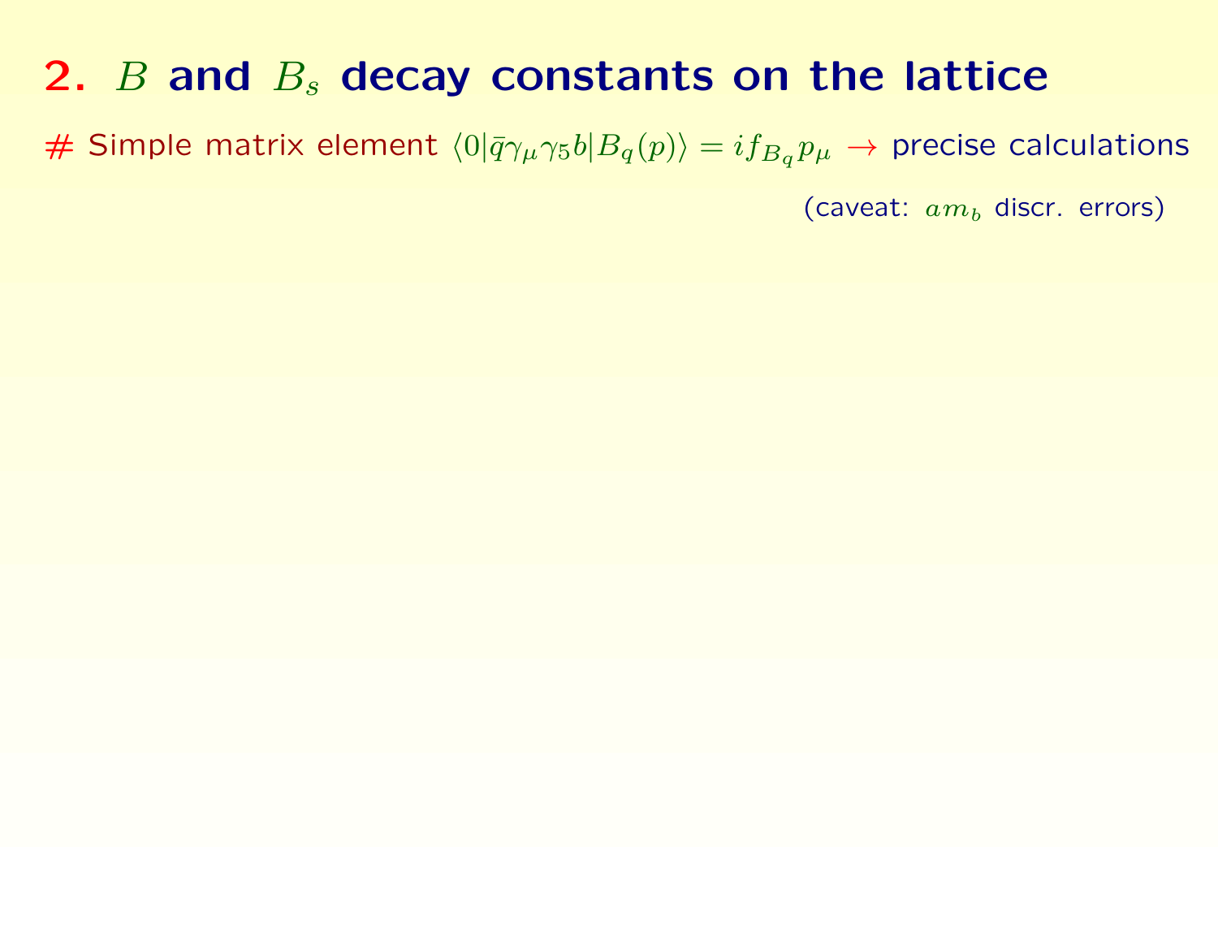## 2. $B$ and $B_s$ decay constants on the lattice

# Simple matrix element $\langle 0|\bar{q}\gamma_\mu\gamma_5 b|B_q(p)\rangle = i f_{B_q} p_\mu$ → precise calculations

(caveat: $am_b$ discr. errors)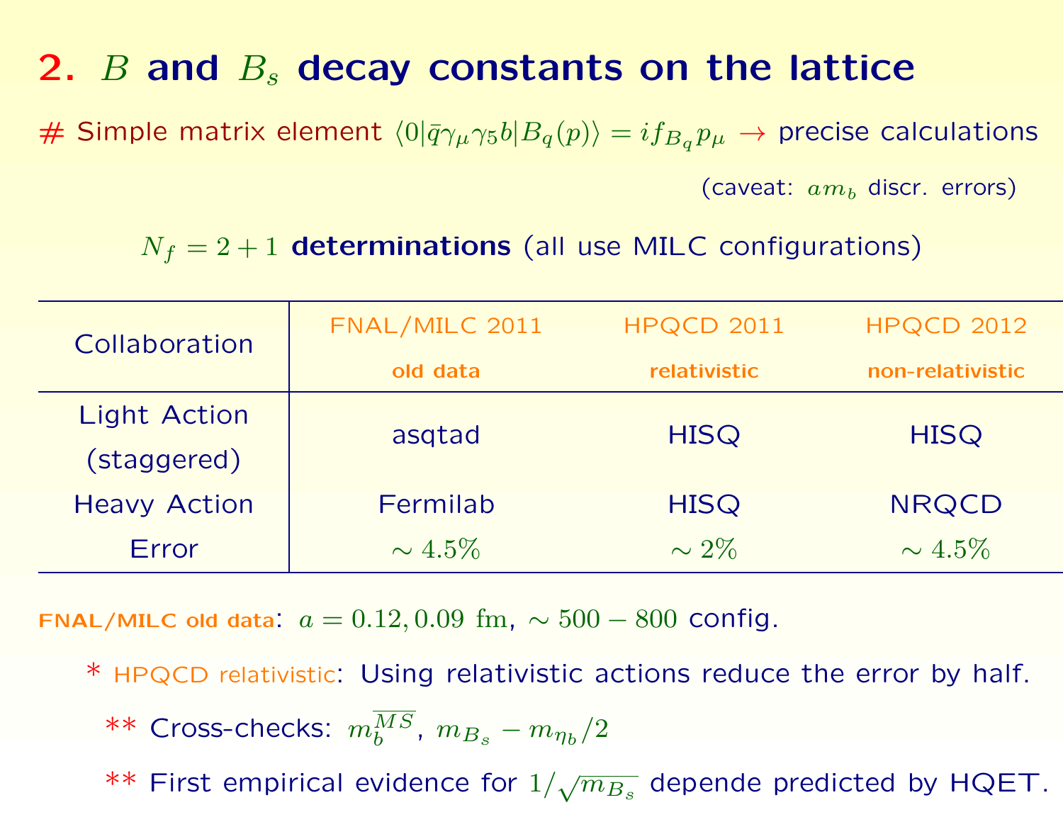# 2. $B$ and $B_s$ decay constants on the lattice

# Simple matrix element $\langle 0|\bar{q}\gamma_\mu\gamma_5 b|B_q(p)\rangle = if_{B_q}p_\mu \rightarrow$ precise calculations

(caveat: $am_b$ discr. errors)

$N_f = 2+1$ **determinations** (all use MILC configurations)

| Collaboration | FNAL/MILC 2011 **old data** | HPQCD 2011 **relativistic** | HPQCD 2012 **non-relativistic** |
|---|---|---|---|
| Light Action (staggered) | asqtad | HISQ | HISQ |
| Heavy Action | Fermilab | HISQ | NRQCD |
| Error | $\sim 4.5\%$ | $\sim 2\%$ | $\sim 4.5\%$ |

**FNAL/MILC old data**: $a = 0.12, 0.09$ fm, $\sim 500-800$ config.

* HPQCD relativistic: Using relativistic actions reduce the error by half.

  ** Cross-checks: $m_b^{\overline{MS}}$, $m_{B_s} - m_{\eta_b}/2$

  ** First empirical evidence for $1/\sqrt{m_{B_s}}$ depende predicted by HQET.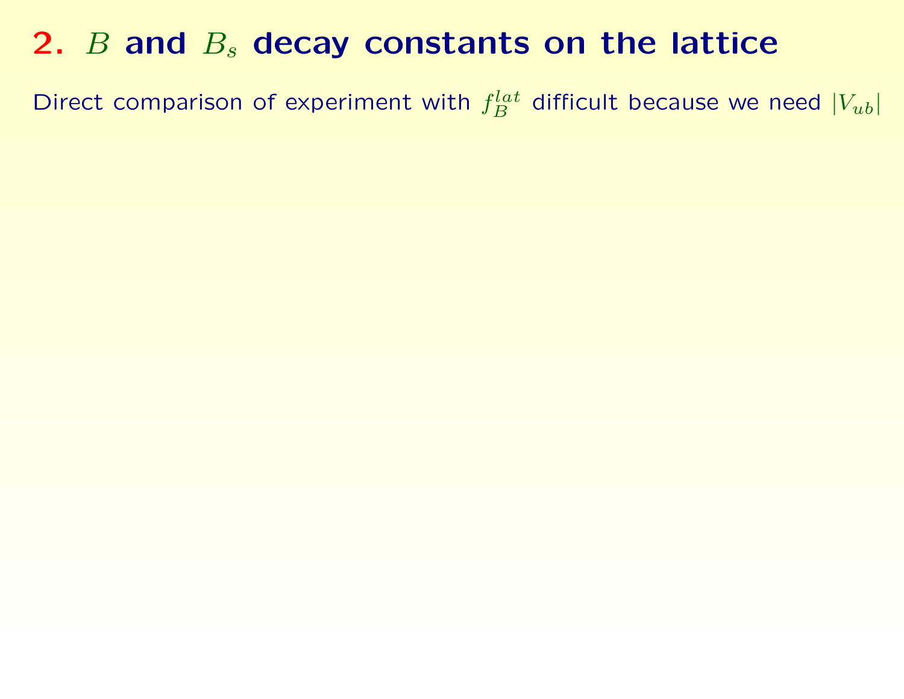# 2. $B$ and $B_s$ decay constants on the lattice

Direct comparison of experiment with $f_B^{lat}$ difficult because we need $|V_{ub}|$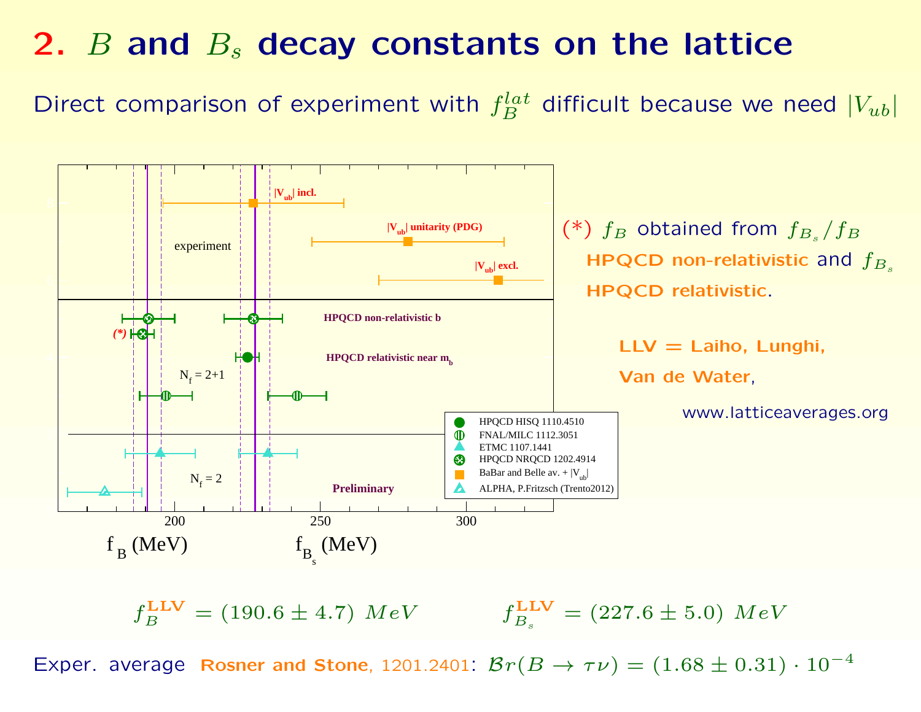# 2. $B$ and $B_s$ decay constants on the lattice

Direct comparison of experiment with $f_B^{lat}$ difficult because we need $|V_{ub}|$

(*) $f_B$ obtained from $f_{B_s}/f_B$ **HPQCD non-relativistic** and $f_{B_s}$ **HPQCD relativistic**.

**LLV = Laiho, Lunghi, Van de Water**,

www.latticeaverages.org

$$f_B^{\mathbf{LLV}} = (190.6 \pm 4.7)\ MeV \qquad f_{B_s}^{\mathbf{LLV}} = (227.6 \pm 5.0)\ MeV$$

Exper. average **Rosner and Stone**, 1201.2401: $\mathcal{B}r(B \to \tau\nu) = (1.68 \pm 0.31) \cdot 10^{-4}$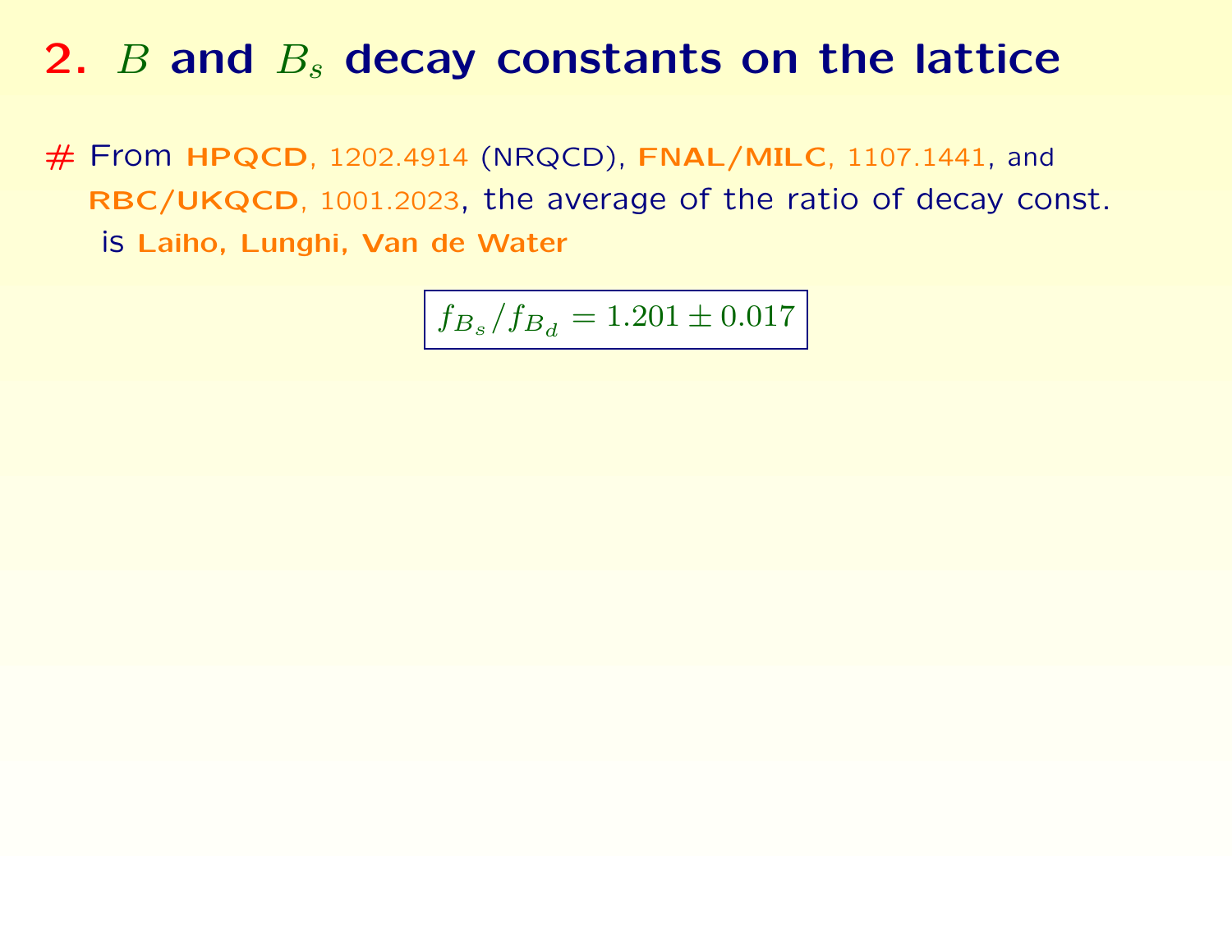## 2. $B$ and $B_s$ decay constants on the lattice

# From **HPQCD**, 1202.4914 (NRQCD), **FNAL/MILC**, 1107.1441, and **RBC/UKQCD**, 1001.2023, the average of the ratio of decay const. is **Laiho, Lunghi, Van de Water**

$$f_{B_s}/f_{B_d} = 1.201 \pm 0.017$$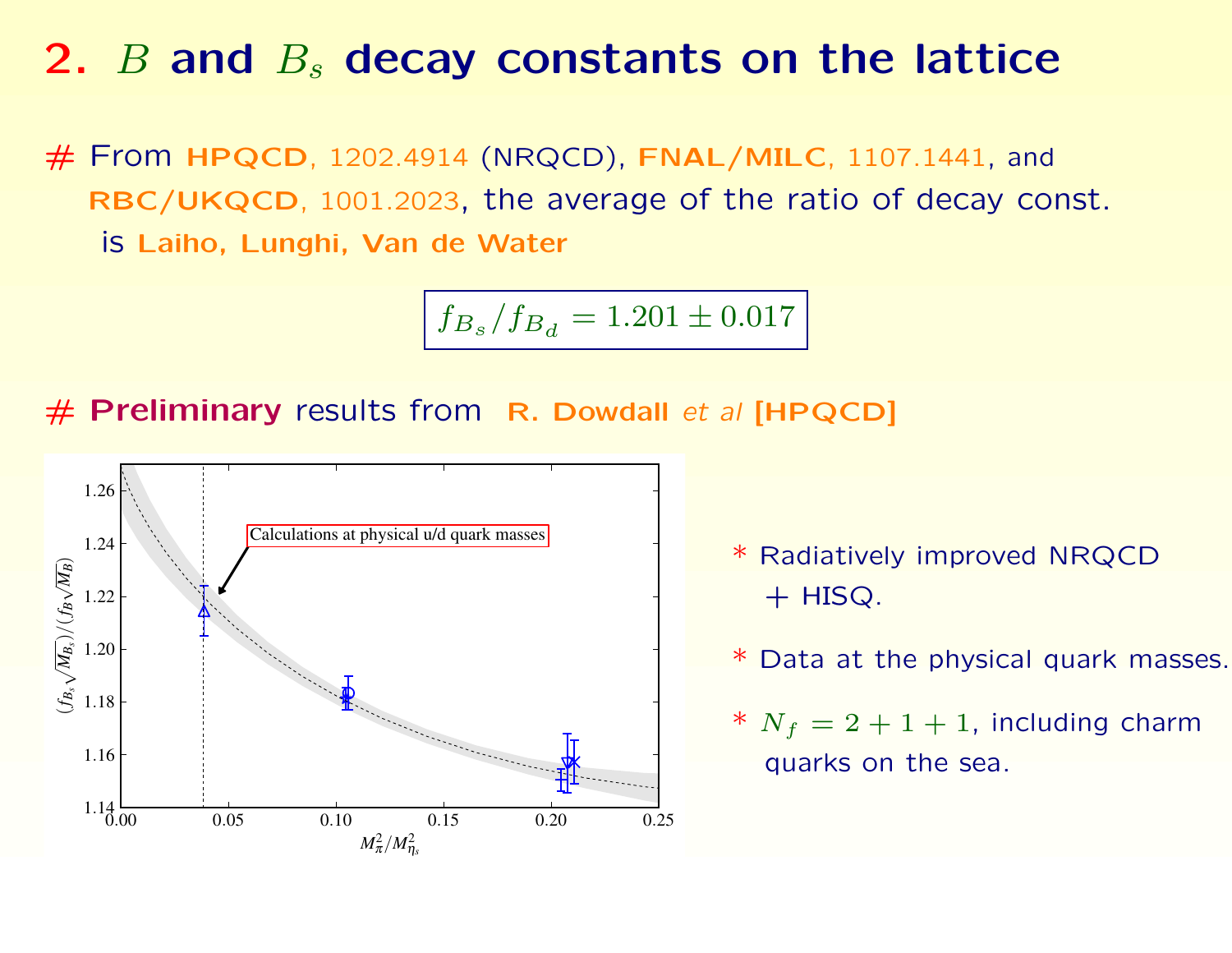# 2. $B$ and $B_s$ decay constants on the lattice

# From **HPQCD**, 1202.4914 (NRQCD), **FNAL/MILC**, 1107.1441, and **RBC/UKQCD**, 1001.2023, the average of the ratio of decay const. is **Laiho, Lunghi, Van de Water**

$$f_{B_s}/f_{B_d} = 1.201 \pm 0.017$$

# **Preliminary** results from **R. Dowdall** *et al* **[HPQCD]**

* Radiatively improved NRQCD + HISQ.
* Data at the physical quark masses.
* $N_f = 2 + 1 + 1$, including charm quarks on the sea.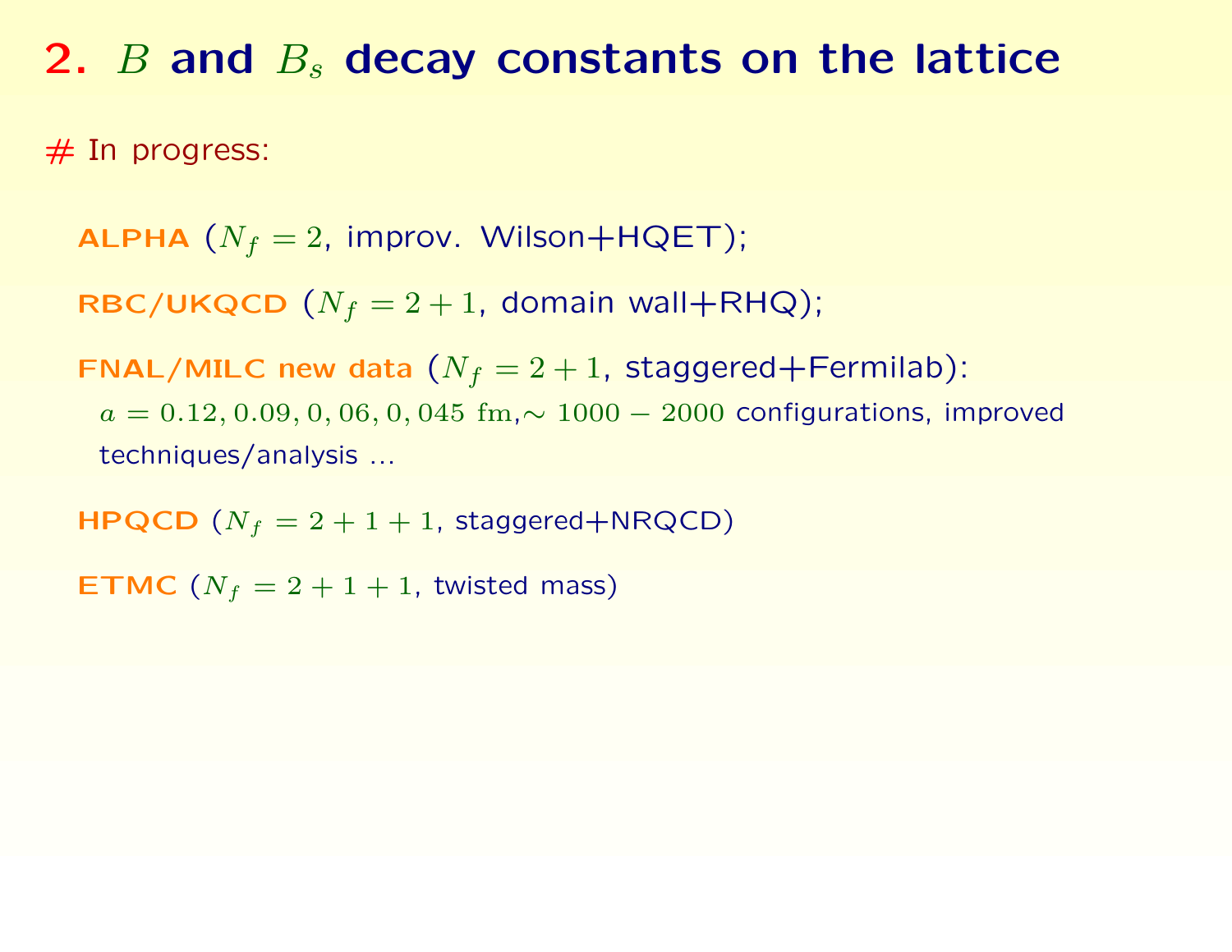# 2. $B$ and $B_s$ decay constants on the lattice

# In progress:

**ALPHA** ($N_f = 2$, improv. Wilson+HQET);

**RBC/UKQCD** ($N_f = 2+1$, domain wall+RHQ);

**FNAL/MILC new data** ($N_f = 2+1$, staggered+Fermilab):
$a = 0.12, 0.09, 0, 06, 0, 045$ fm,$\sim 1000 - 2000$ configurations, improved techniques/analysis ...

**HPQCD** ($N_f = 2+1+1$, staggered+NRQCD)

**ETMC** ($N_f = 2+1+1$, twisted mass)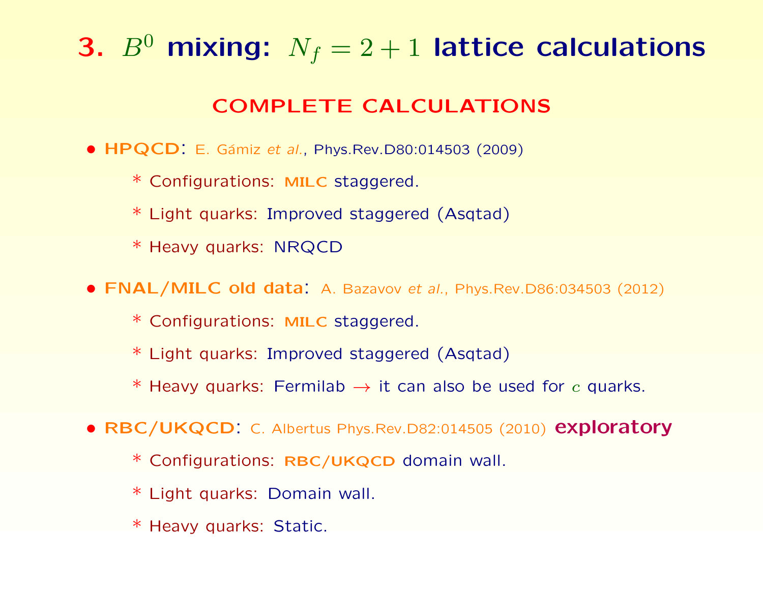# 3. $B^0$ mixing: $N_f = 2+1$ lattice calculations

## COMPLETE CALCULATIONS

- **HPQCD**: E. Gámiz *et al.*, Phys.Rev.D80:014503 (2009)
  - \* Configurations: **MILC** staggered.
  - \* Light quarks: Improved staggered (Asqtad)
  - \* Heavy quarks: NRQCD

- **FNAL/MILC old data**: A. Bazavov *et al.*, Phys.Rev.D86:034503 (2012)
  - \* Configurations: **MILC** staggered.
  - \* Light quarks: Improved staggered (Asqtad)
  - \* Heavy quarks: Fermilab → it can also be used for $c$ quarks.

- **RBC/UKQCD**: C. Albertus Phys.Rev.D82:014505 (2010) **exploratory**
  - \* Configurations: **RBC/UKQCD** domain wall.
  - \* Light quarks: Domain wall.
  - \* Heavy quarks: Static.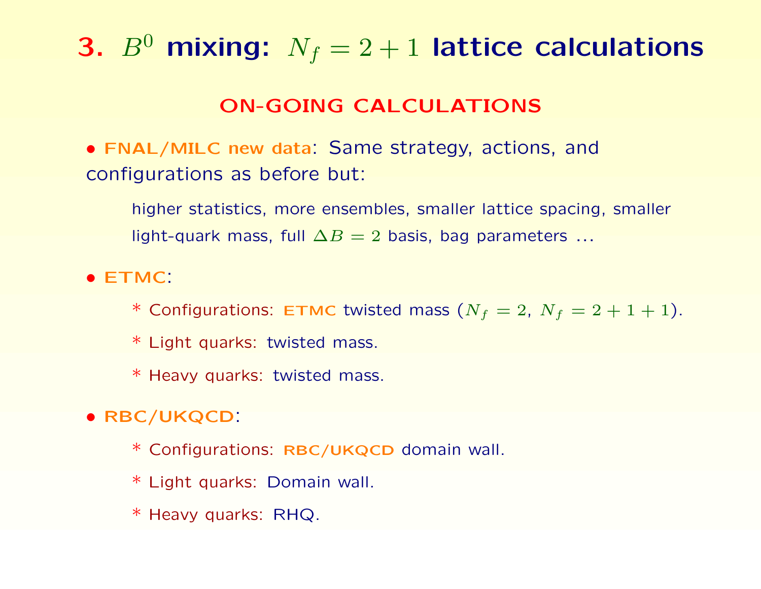# 3. $B^0$ mixing: $N_f = 2+1$ lattice calculations

## ON-GOING CALCULATIONS

- **FNAL/MILC new data**: Same strategy, actions, and configurations as before but:

  higher statistics, more ensembles, smaller lattice spacing, smaller light-quark mass, full $\Delta B = 2$ basis, bag parameters ...

- **ETMC**:

  * Configurations: **ETMC** twisted mass ($N_f = 2$, $N_f = 2+1+1$).
  * Light quarks: twisted mass.
  * Heavy quarks: twisted mass.

- **RBC/UKQCD**:

  * Configurations: **RBC/UKQCD** domain wall.
  * Light quarks: Domain wall.
  * Heavy quarks: RHQ.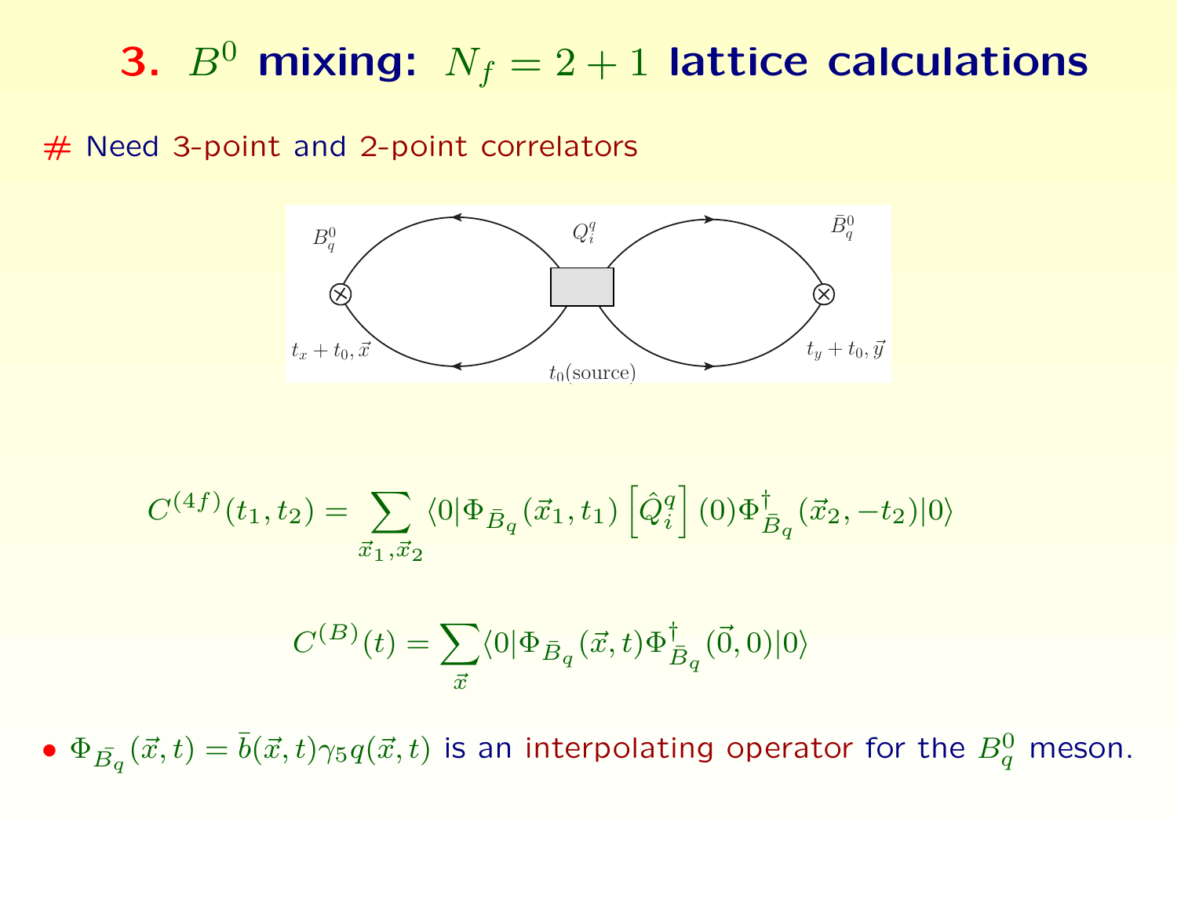# 3. $B^0$ mixing: $N_f = 2+1$ lattice calculations

# Need 3-point and 2-point correlators

$$C^{(4f)}(t_1, t_2) = \sum_{\vec{x}_1, \vec{x}_2} \langle 0 | \Phi_{\bar{B}_q}(\vec{x}_1, t_1) \left[ \hat{Q}_i^q \right](0) \Phi^\dagger_{\bar{B}_q}(\vec{x}_2, -t_2) | 0 \rangle$$

$$C^{(B)}(t) = \sum_{\vec{x}} \langle 0 | \Phi_{\bar{B}_q}(\vec{x}, t) \Phi^\dagger_{\bar{B}_q}(\vec{0}, 0) | 0 \rangle$$

- $\Phi_{\bar{B}_q}(\vec{x}, t) = \bar{b}(\vec{x}, t) \gamma_5 q(\vec{x}, t)$ is an interpolating operator for the $B_q^0$ meson.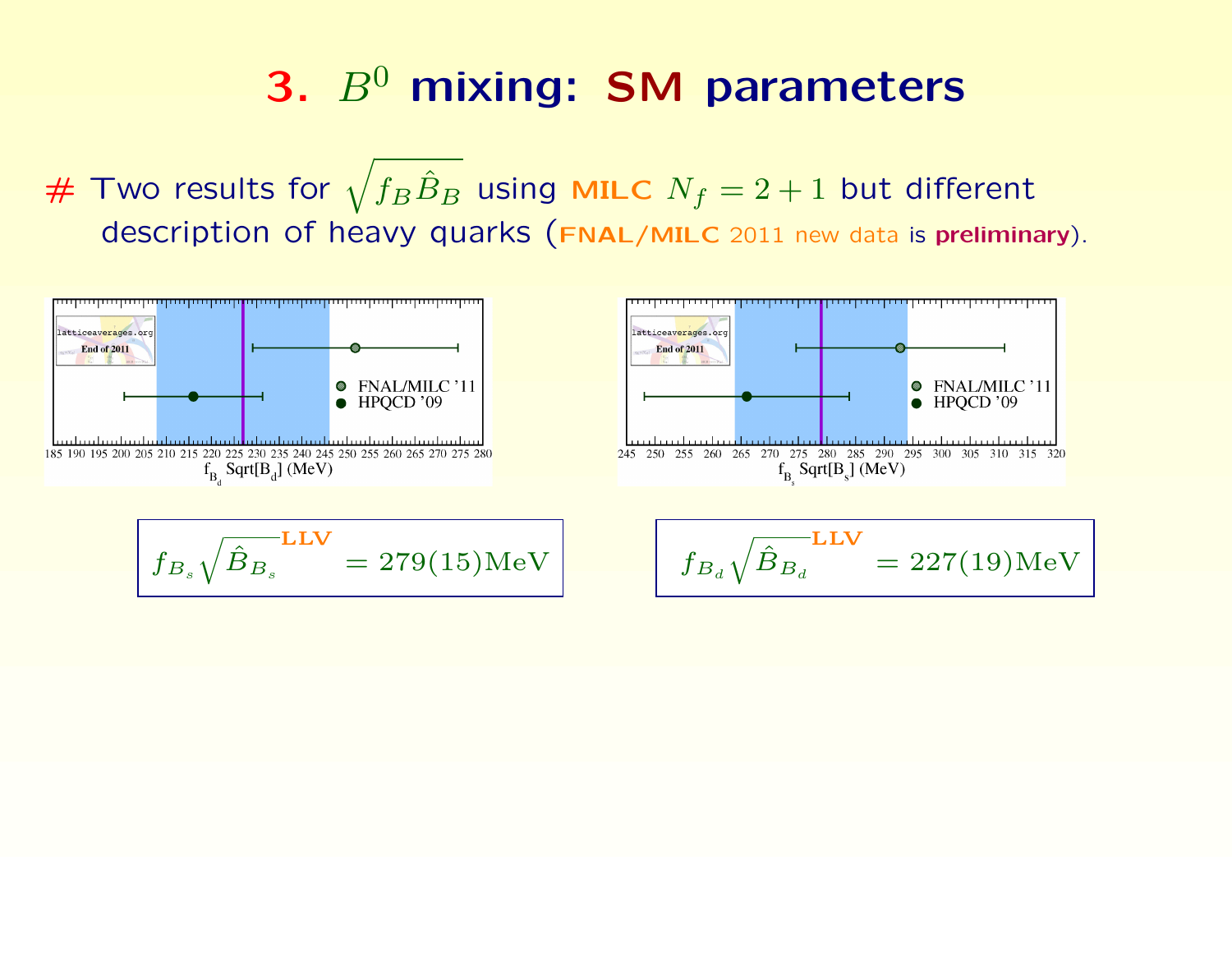# 3. $B^0$ mixing: SM parameters

# Two results for $\sqrt{f_B \hat{B}_B}$ using MILC $N_f = 2+1$ but different description of heavy quarks (FNAL/MILC 2011 new data is **preliminary**).

$$f_{B_s}\sqrt{\hat{B}_{B_s}}^{\mathbf{LLV}} = 279(15)\mathrm{MeV}$$

$$f_{B_d}\sqrt{\hat{B}_{B_d}}^{\mathbf{LLV}} = 227(19)\mathrm{MeV}$$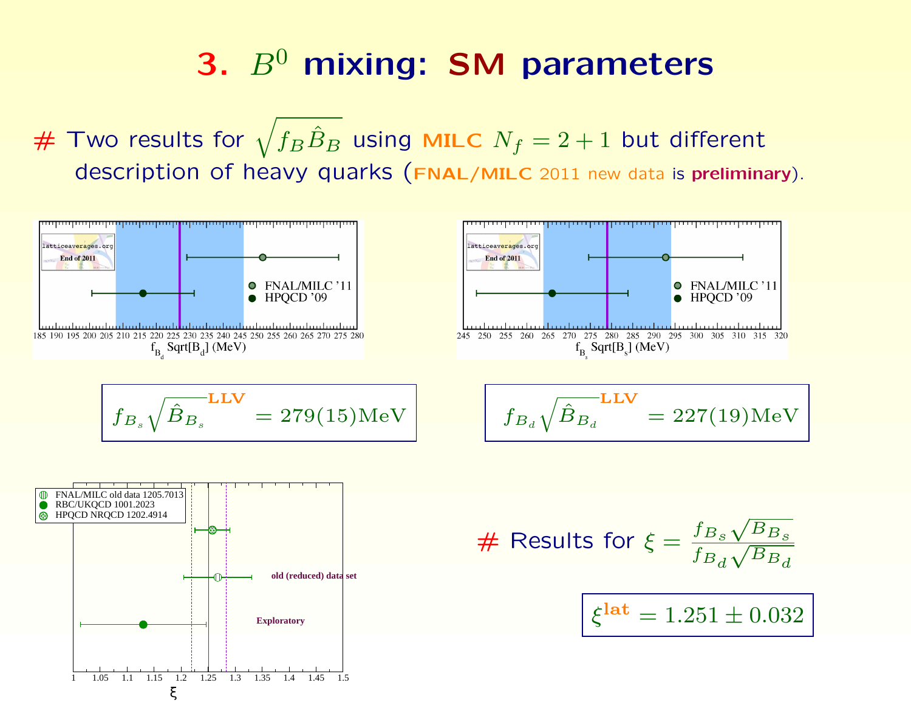# 3. $B^0$ mixing: SM parameters

\# Two results for $\sqrt{f_B \hat{B}_B}$ using **MILC** $N_f = 2+1$ but different description of heavy quarks (**FNAL/MILC** 2011 new data is **preliminary**).

latticeaverages.org — End of 2011

- FNAL/MILC '11
- HPQCD '09

$f_{B_d}$ Sqrt[$B_d$] (MeV)

latticeaverages.org — End of 2011

- FNAL/MILC '11
- HPQCD '09

$f_{B_s}$ Sqrt[$B_s$] (MeV)

$$f_{B_s}\sqrt{\hat{B}_{B_s}}^{\mathbf{LLV}} = 279(15)\mathrm{MeV}$$

$$f_{B_d}\sqrt{\hat{B}_{B_d}}^{\mathbf{LLV}} = 227(19)\mathrm{MeV}$$

- FNAL/MILC old data 1205.7013
- RBC/UKQCD 1001.2023
- HPQCD NRQCD 1202.4914

old (reduced) data set

Exploratory

$\xi$

\# Results for $\xi = \frac{f_{B_s}\sqrt{B_{B_s}}}{f_{B_d}\sqrt{B_{B_d}}}$

$$\xi^{\mathbf{lat}} = 1.251 \pm 0.032$$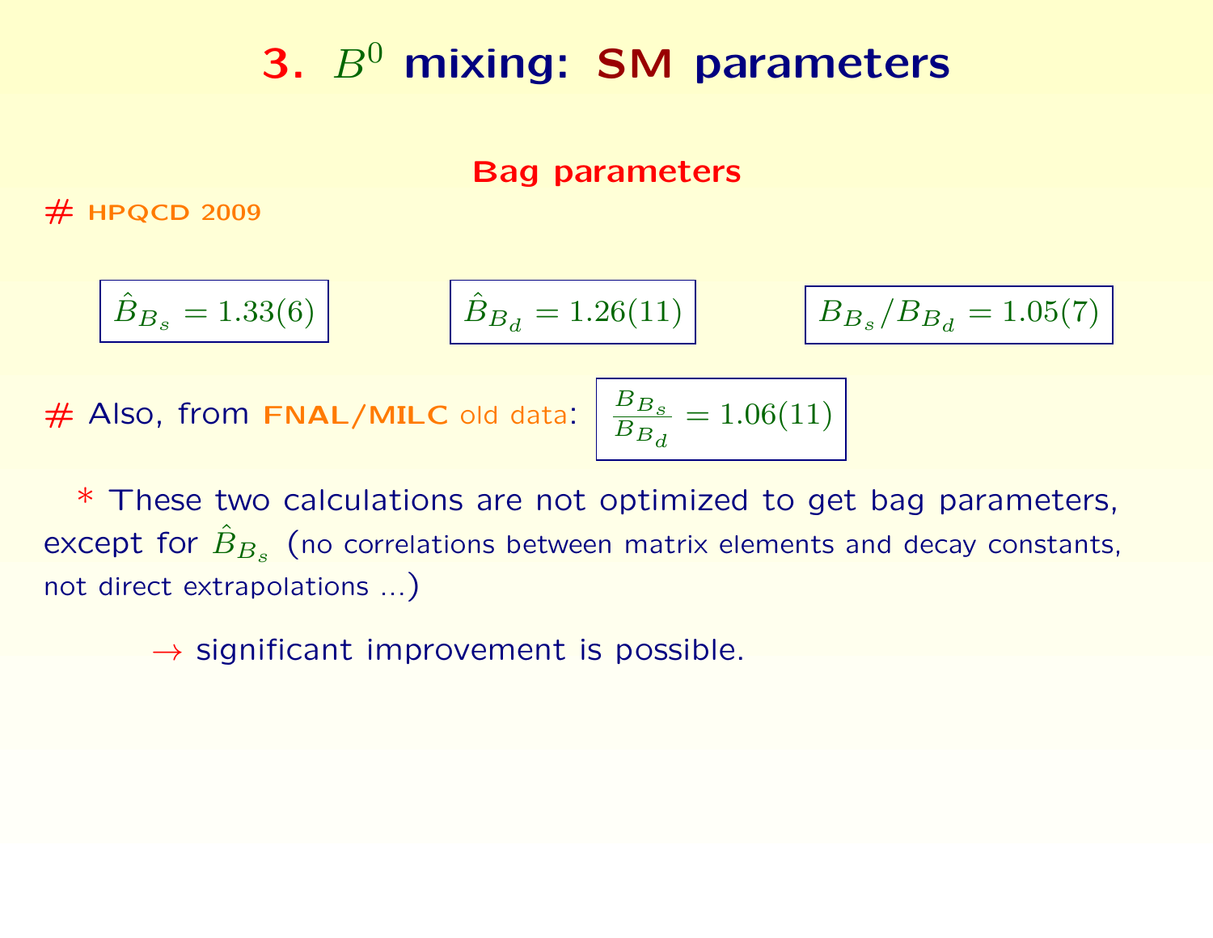# 3. $B^0$ mixing: SM parameters

## Bag parameters

# HPQCD 2009

$$\hat{B}_{B_s} = 1.33(6) \qquad \hat{B}_{B_d} = 1.26(11) \qquad B_{B_s}/B_{B_d} = 1.05(7)$$

# Also, from **FNAL/MILC** old data: $\frac{B_{B_s}}{B_{B_d}} = 1.06(11)$

\* These two calculations are not optimized to get bag parameters, except for $\hat{B}_{B_s}$ (no correlations between matrix elements and decay constants, not direct extrapolations ...)

$\rightarrow$ significant improvement is possible.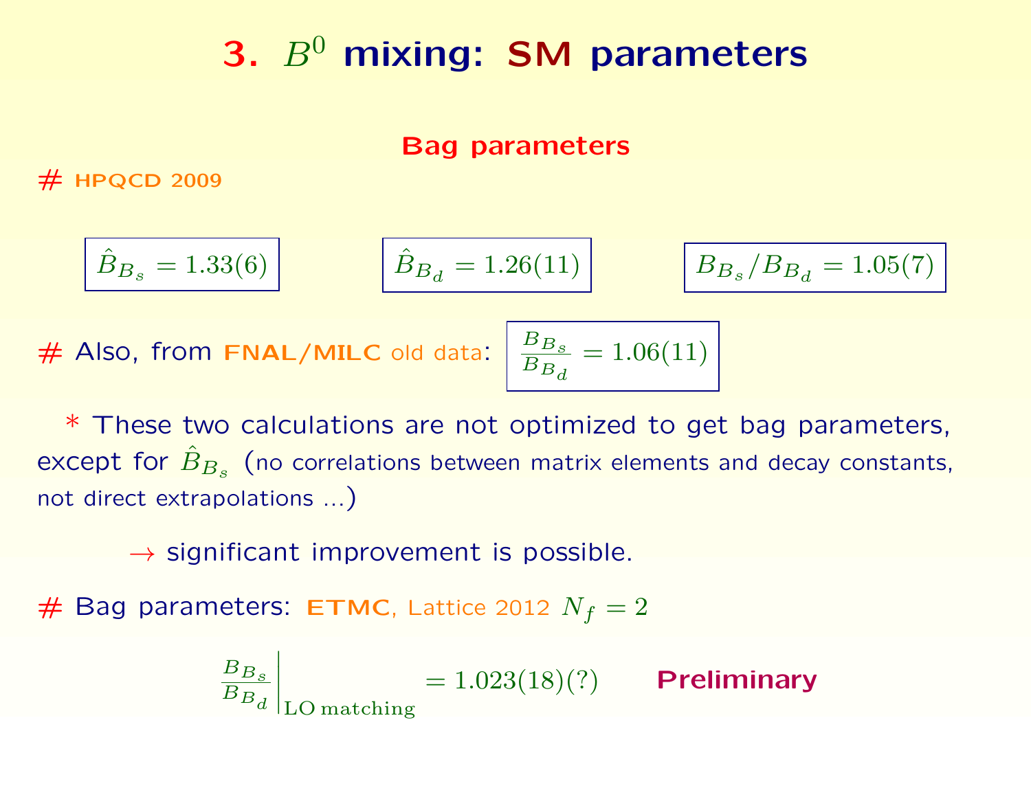# 3. $B^0$ mixing: SM parameters

## Bag parameters

# HPQCD 2009

$\hat{B}_{B_s} = 1.33(6)$ $\hat{B}_{B_d} = 1.26(11)$ $B_{B_s}/B_{B_d} = 1.05(7)$

# Also, from **FNAL/MILC** old data: $\frac{B_{B_s}}{B_{B_d}} = 1.06(11)$

\* These two calculations are not optimized to get bag parameters, except for $\hat{B}_{B_s}$ (no correlations between matrix elements and decay constants, not direct extrapolations ...)

$\rightarrow$ significant improvement is possible.

# Bag parameters: **ETMC**, Lattice 2012 $N_f = 2$

$$\left.\frac{B_{B_s}}{B_{B_d}}\right|_{\text{LO matching}} = 1.023(18)(?)$$ **Preliminary**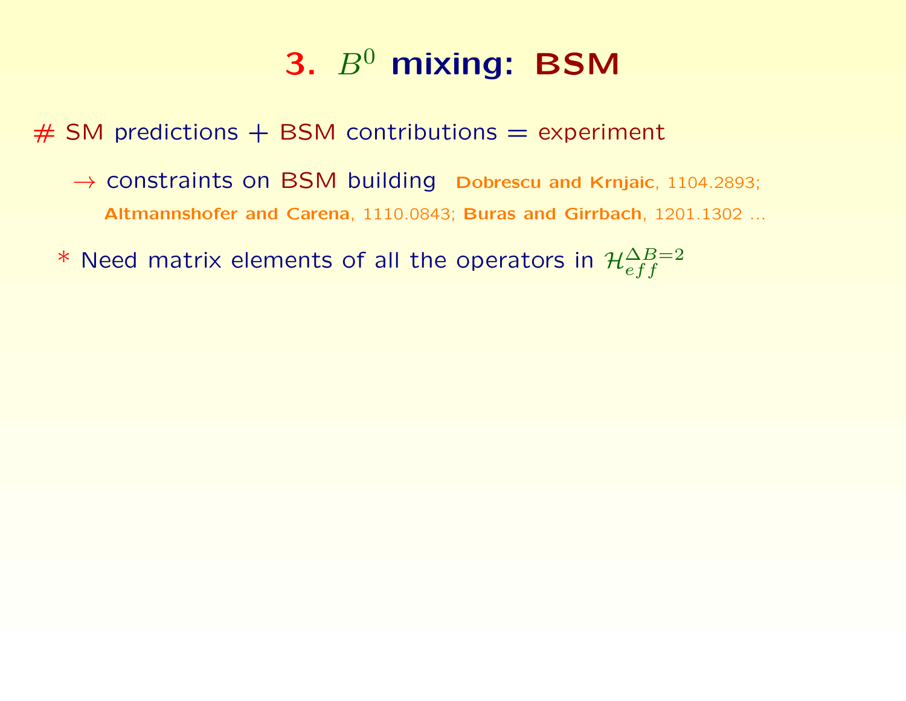# 3. $B^0$ mixing: BSM

# SM predictions + BSM contributions = experiment

→ constraints on BSM building **Dobrescu and Krnjaic**, 1104.2893; **Altmannshofer and Carena**, 1110.0843; **Buras and Girrbach**, 1201.1302 ...

* Need matrix elements of all the operators in $\mathcal{H}_{eff}^{\Delta B=2}$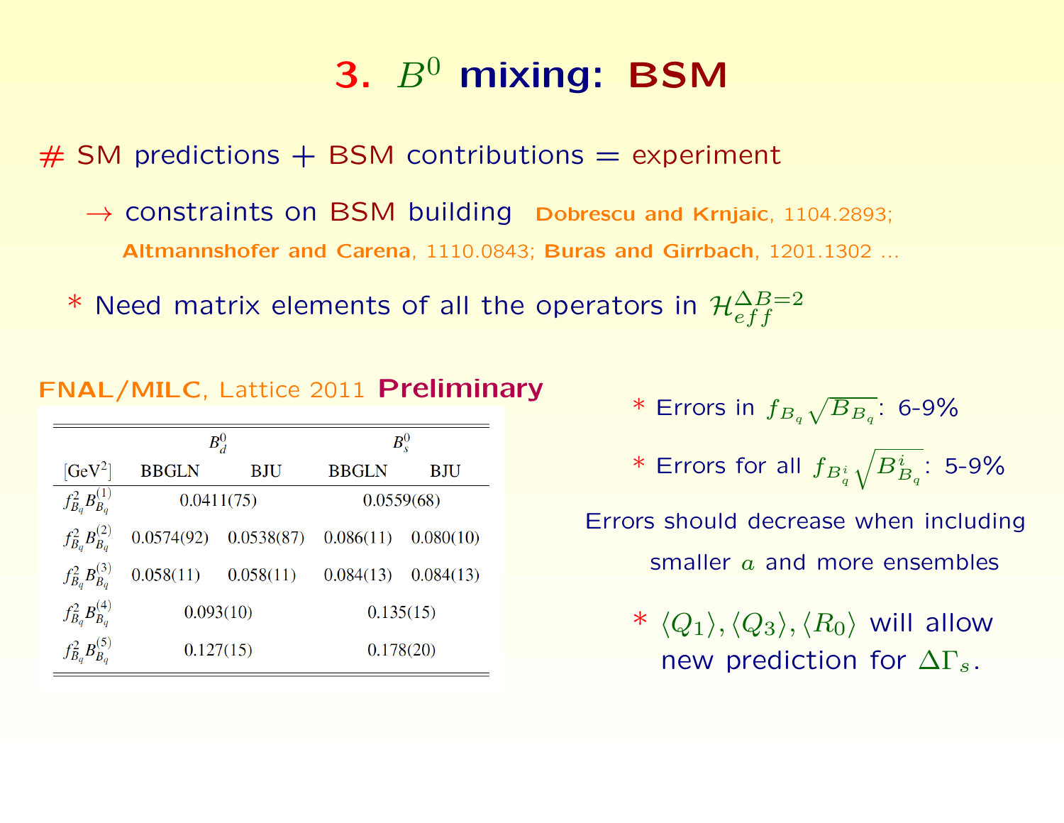# 3. $B^0$ mixing: BSM

# SM predictions + BSM contributions = experiment

→ constraints on BSM building **Dobrescu and Krnjaic**, 1104.2893; **Altmannshofer and Carena**, 1110.0843; **Buras and Girrbach**, 1201.1302 ...

* Need matrix elements of all the operators in $\mathcal{H}_{eff}^{\Delta B=2}$

**FNAL/MILC**, Lattice 2011 **Preliminary**

| [GeV$^2$] | $B_d^0$ BBGLN | $B_d^0$ BJU | $B_s^0$ BBGLN | $B_s^0$ BJU |
|---|---|---|---|---|
| $f_{B_q}^2 B_{B_q}^{(1)}$ | 0.0411(75) | | 0.0559(68) | |
| $f_{B_q}^2 B_{B_q}^{(2)}$ | 0.0574(92) | 0.0538(87) | 0.086(11) | 0.080(10) |
| $f_{B_q}^2 B_{B_q}^{(3)}$ | 0.058(11) | 0.058(11) | 0.084(13) | 0.084(13) |
| $f_{B_q}^2 B_{B_q}^{(4)}$ | 0.093(10) | | 0.135(15) | |
| $f_{B_q}^2 B_{B_q}^{(5)}$ | 0.127(15) | | 0.178(20) | |

* Errors in $f_{B_q}\sqrt{B_{B_q}}$: 6-9%

* Errors for all $f_{B_q^i}\sqrt{B_{B_q}^i}$: 5-9%

Errors should decrease when including smaller $a$ and more ensembles

* $\langle Q_1\rangle, \langle Q_3\rangle, \langle R_0\rangle$ will allow new prediction for $\Delta\Gamma_s$.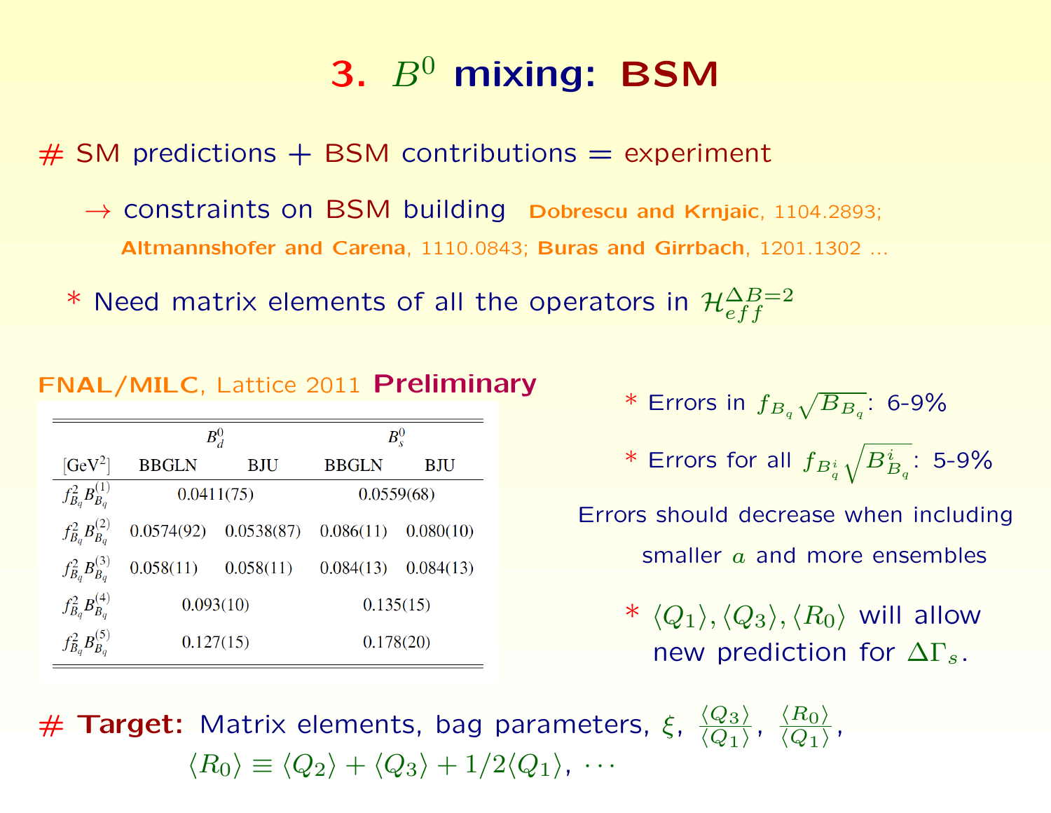# 3. $B^0$ mixing: BSM

\# SM predictions + BSM contributions = experiment

→ constraints on BSM building **Dobrescu and Krnjaic**, 1104.2893; **Altmannshofer and Carena**, 1110.0843; **Buras and Girrbach**, 1201.1302 ...

\* Need matrix elements of all the operators in $\mathcal{H}_{eff}^{\Delta B=2}$

**FNAL/MILC**, Lattice 2011 **Preliminary**

| | $B_d^0$ | | $B_s^0$ | |
|---|---|---|---|---|
| [GeV$^2$] | BBGLN | BJU | BBGLN | BJU |
| $f_{B_q}^2 B_{B_q}^{(1)}$ | 0.0411(75) | | 0.0559(68) | |
| $f_{B_q}^2 B_{B_q}^{(2)}$ | 0.0574(92) | 0.0538(87) | 0.086(11) | 0.080(10) |
| $f_{B_q}^2 B_{B_q}^{(3)}$ | 0.058(11) | 0.058(11) | 0.084(13) | 0.084(13) |
| $f_{B_q}^2 B_{B_q}^{(4)}$ | 0.093(10) | | 0.135(15) | |
| $f_{B_q}^2 B_{B_q}^{(5)}$ | 0.127(15) | | 0.178(20) | |

\* Errors in $f_{B_q}\sqrt{B_{B_q}}$: 6-9%

\* Errors for all $f_{B_q^i}\sqrt{B_{B_q}^i}$: 5-9%

Errors should decrease when including smaller $a$ and more ensembles

\* $\langle Q_1\rangle, \langle Q_3\rangle, \langle R_0\rangle$ will allow new prediction for $\Delta\Gamma_s$.

\# **Target:** Matrix elements, bag parameters, $\xi$, $\frac{\langle Q_3\rangle}{\langle Q_1\rangle}$, $\frac{\langle R_0\rangle}{\langle Q_1\rangle}$,

$\langle R_0\rangle \equiv \langle Q_2\rangle + \langle Q_3\rangle + 1/2\langle Q_1\rangle$, $\cdots$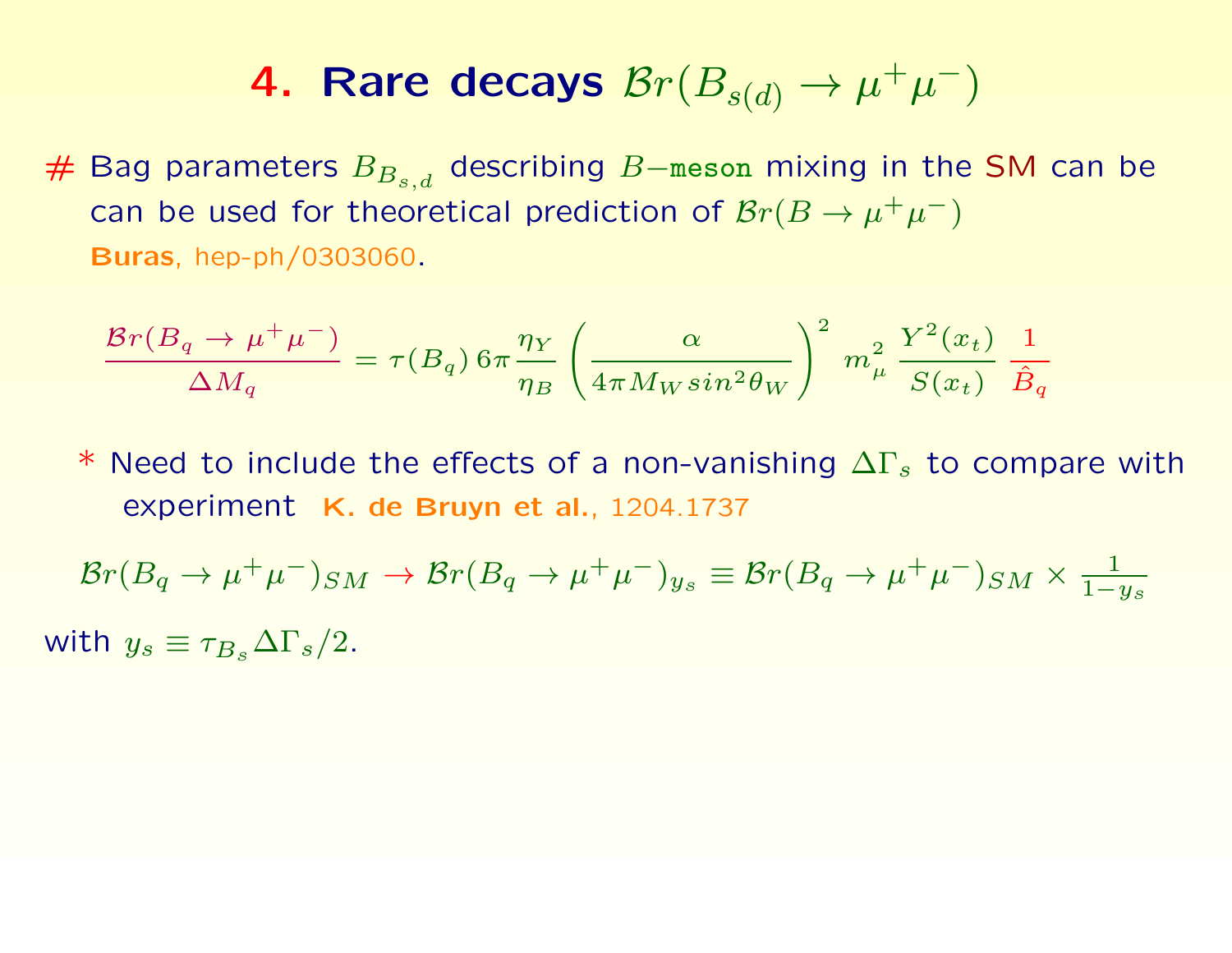# 4. Rare decays $\mathcal{B}r(B_{s(d)} \to \mu^+\mu^-)$

# Bag parameters $B_{B_{s,d}}$ describing $B-$meson mixing in the SM can be can be used for theoretical prediction of $\mathcal{B}r(B \to \mu^+\mu^-)$
**Buras**, hep-ph/0303060.

$$\frac{\mathcal{B}r(B_q \to \mu^+\mu^-)}{\Delta M_q} = \tau(B_q)\, 6\pi \frac{\eta_Y}{\eta_B} \left( \frac{\alpha}{4\pi M_W sin^2\theta_W} \right)^2 m_\mu^2 \, \frac{Y^2(x_t)}{S(x_t)} \, \frac{1}{\hat{B}_q}$$

* Need to include the effects of a non-vanishing $\Delta\Gamma_s$ to compare with experiment **K. de Bruyn et al.**, 1204.1737

$$\mathcal{B}r(B_q \to \mu^+\mu^-)_{SM} \to \mathcal{B}r(B_q \to \mu^+\mu^-)_{y_s} \equiv \mathcal{B}r(B_q \to \mu^+\mu^-)_{SM} \times \frac{1}{1-y_s}$$

with $y_s \equiv \tau_{B_s}\Delta\Gamma_s/2$.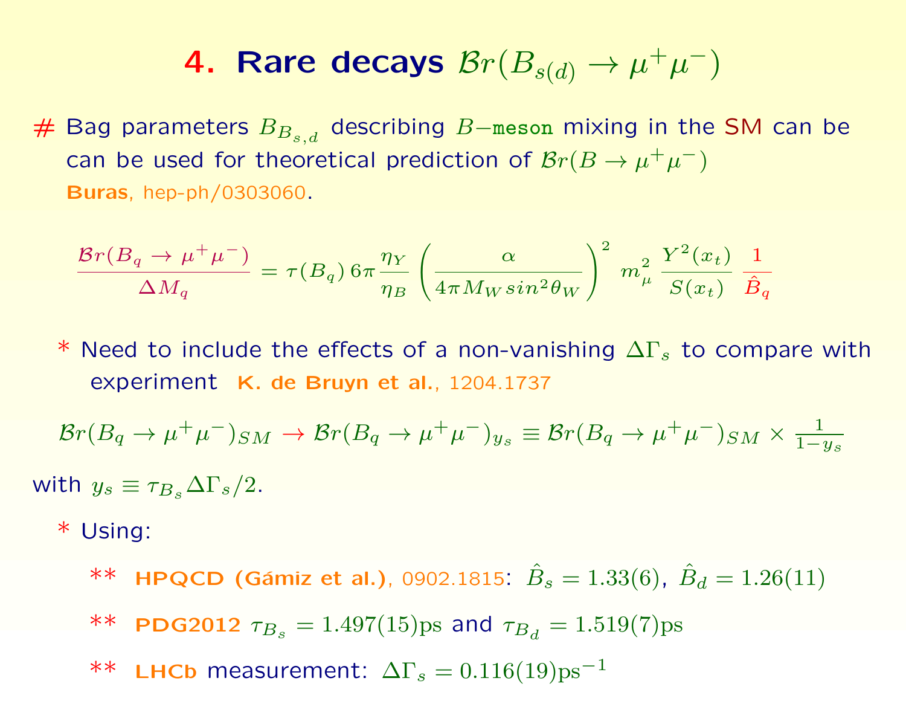# 4. Rare decays $\mathcal{B}r(B_{s(d)} \to \mu^+\mu^-)$

\# Bag parameters $B_{B_{s,d}}$ describing $B-$meson mixing in the SM can be can be used for theoretical prediction of $\mathcal{B}r(B \to \mu^+\mu^-)$ **Buras**, hep-ph/0303060.

$$\frac{\mathcal{B}r(B_q \to \mu^+\mu^-)}{\Delta M_q} = \tau(B_q)\, 6\pi \frac{\eta_Y}{\eta_B} \left(\frac{\alpha}{4\pi M_W sin^2\theta_W}\right)^2 m_\mu^2 \, \frac{Y^2(x_t)}{S(x_t)} \, \frac{1}{\hat{B}_q}$$

* Need to include the effects of a non-vanishing $\Delta\Gamma_s$ to compare with experiment **K. de Bruyn et al.**, 1204.1737

$$\mathcal{B}r(B_q \to \mu^+\mu^-)_{SM} \to \mathcal{B}r(B_q \to \mu^+\mu^-)_{y_s} \equiv \mathcal{B}r(B_q \to \mu^+\mu^-)_{SM} \times \frac{1}{1-y_s}$$

with $y_s \equiv \tau_{B_s}\Delta\Gamma_s/2$.

* Using:
  - ** **HPQCD (Gámiz et al.)**, 0902.1815: $\hat{B}_s = 1.33(6)$, $\hat{B}_d = 1.26(11)$
  - ** **PDG2012** $\tau_{B_s} = 1.497(15)\text{ps}$ and $\tau_{B_d} = 1.519(7)\text{ps}$
  - ** **LHCb** measurement: $\Delta\Gamma_s = 0.116(19)\text{ps}^{-1}$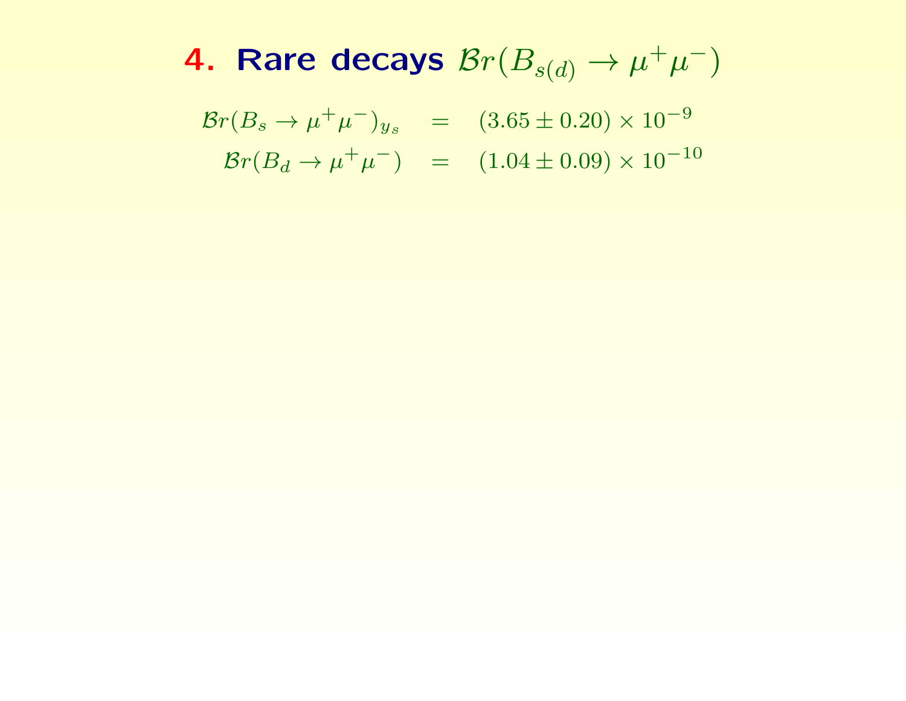# 4. Rare decays $\mathcal{B}r(B_{s(d)} \to \mu^+\mu^-)$

$$
\begin{aligned}
\mathcal{B}r(B_s \to \mu^+\mu^-)_{y_s} &= (3.65 \pm 0.20) \times 10^{-9} \\
\mathcal{B}r(B_d \to \mu^+\mu^-) &= (1.04 \pm 0.09) \times 10^{-10}
\end{aligned}
$$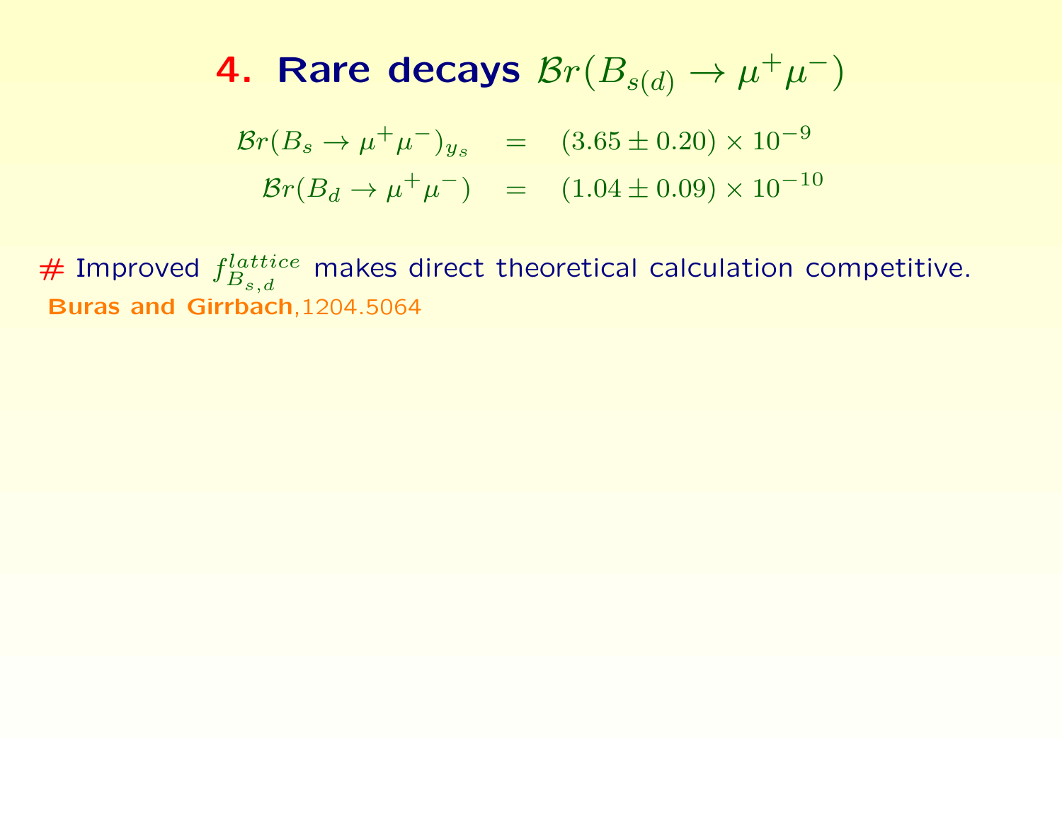# 4. Rare decays $\mathcal{B}r(B_{s(d)} \to \mu^+\mu^-)$

$$
\begin{aligned}
\mathcal{B}r(B_s \to \mu^+\mu^-)_{y_s} &= (3.65 \pm 0.20) \times 10^{-9} \\
\mathcal{B}r(B_d \to \mu^+\mu^-) &= (1.04 \pm 0.09) \times 10^{-10}
\end{aligned}
$$

# Improved $f_{B_{s,d}}^{lattice}$ makes direct theoretical calculation competitive.

**Buras and Girrbach**, 1204.5064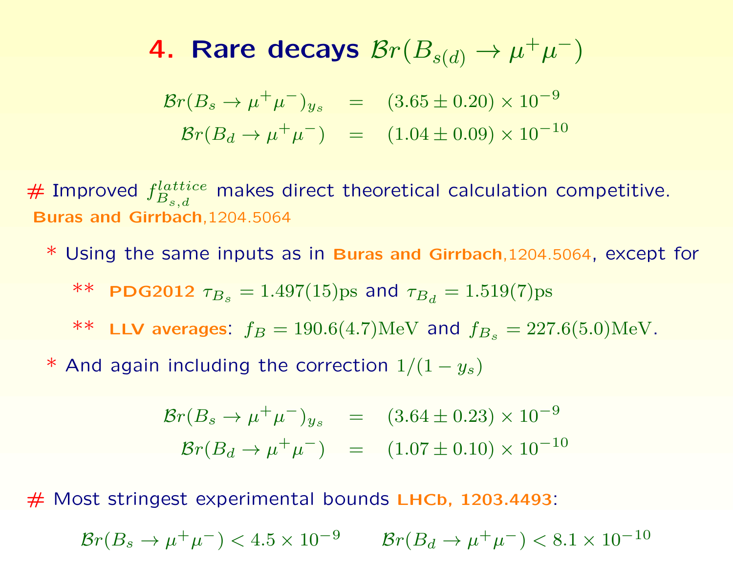# 4. Rare decays $\mathcal{B}r(B_{s(d)} \to \mu^+\mu^-)$

$$\mathcal{B}r(B_s \to \mu^+\mu^-)_{y_s} = (3.65 \pm 0.20) \times 10^{-9}$$
$$\mathcal{B}r(B_d \to \mu^+\mu^-) = (1.04 \pm 0.09) \times 10^{-10}$$

# Improved $f_{B_{s,d}}^{lattice}$ makes direct theoretical calculation competitive.
**Buras and Girrbach**,1204.5064

* Using the same inputs as in **Buras and Girrbach**,1204.5064, except for
  ** **PDG2012** $\tau_{B_s} = 1.497(15)\text{ps}$ and $\tau_{B_d} = 1.519(7)\text{ps}$
  ** **LLV averages**: $f_B = 190.6(4.7)\text{MeV}$ and $f_{B_s} = 227.6(5.0)\text{MeV}$.
* And again including the correction $1/(1 - y_s)$

$$\mathcal{B}r(B_s \to \mu^+\mu^-)_{y_s} = (3.64 \pm 0.23) \times 10^{-9}$$
$$\mathcal{B}r(B_d \to \mu^+\mu^-) = (1.07 \pm 0.10) \times 10^{-10}$$

# Most stringest experimental bounds **LHCb, 1203.4493**:

$$\mathcal{B}r(B_s \to \mu^+\mu^-) < 4.5 \times 10^{-9} \qquad \mathcal{B}r(B_d \to \mu^+\mu^-) < 8.1 \times 10^{-10}$$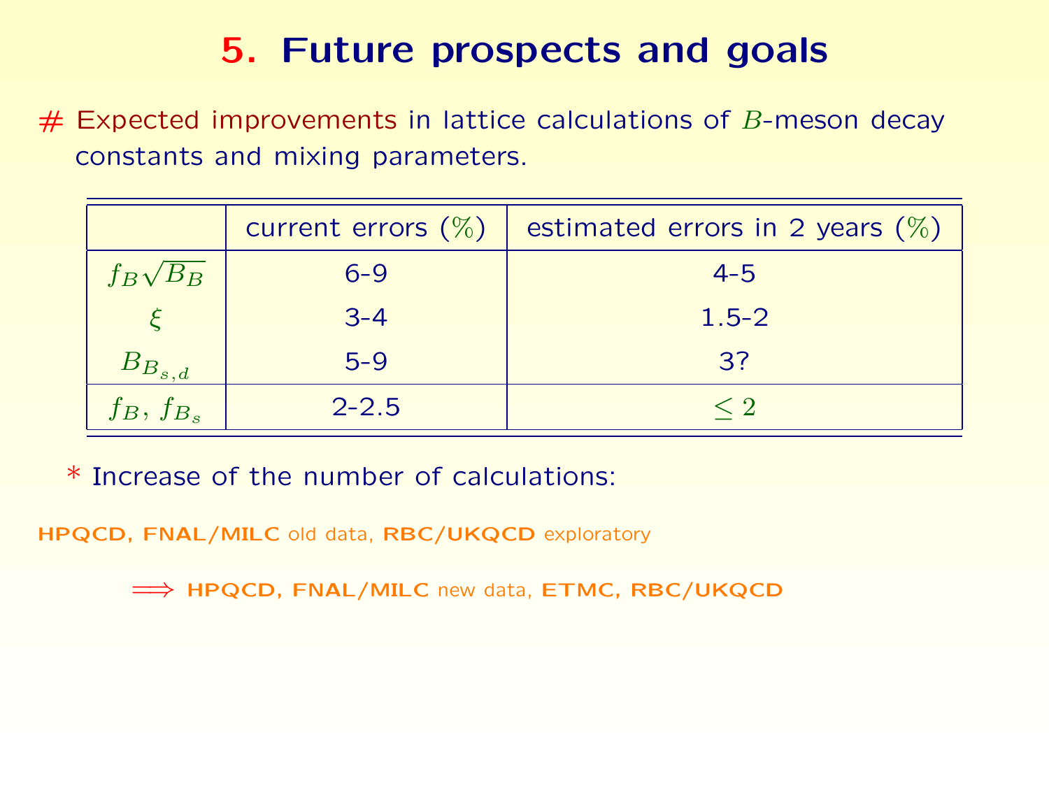# 5. Future prospects and goals

\# Expected improvements in lattice calculations of $B$-meson decay constants and mixing parameters.

| | current errors (%) | estimated errors in 2 years (%) |
|---|---|---|
| $f_B\sqrt{B_B}$ | 6-9 | 4-5 |
| $\xi$ | 3-4 | 1.5-2 |
| $B_{B_{s,d}}$ | 5-9 | 3? |
| $f_B$, $f_{B_s}$ | 2-2.5 | $\leq 2$ |

\* Increase of the number of calculations:

**HPQCD, FNAL/MILC** old data, **RBC/UKQCD** exploratory

$\Longrightarrow$ **HPQCD, FNAL/MILC** new data, **ETMC, RBC/UKQCD**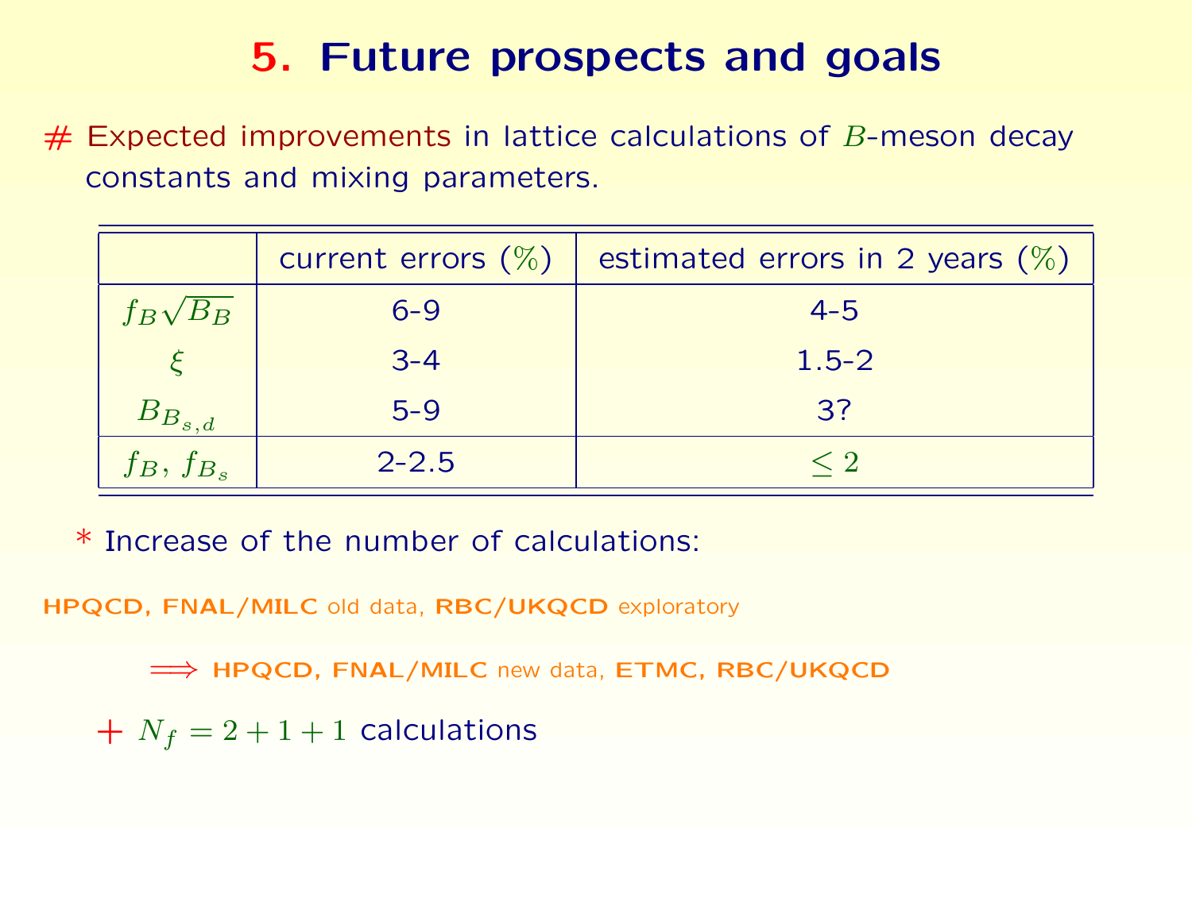# 5. Future prospects and goals

# Expected improvements in lattice calculations of $B$-meson decay constants and mixing parameters.

| | current errors (%) | estimated errors in 2 years (%) |
|---|---|---|
| $f_B\sqrt{B_B}$ | 6-9 | 4-5 |
| $\xi$ | 3-4 | 1.5-2 |
| $B_{B_{s,d}}$ | 5-9 | 3? |
| $f_B$, $f_{B_s}$ | 2-2.5 | $\leq 2$ |

\* Increase of the number of calculations:

**HPQCD, FNAL/MILC** old data, **RBC/UKQCD** exploratory

$\Longrightarrow$ **HPQCD, FNAL/MILC** new data, **ETMC, RBC/UKQCD**

\+ $N_f = 2+1+1$ calculations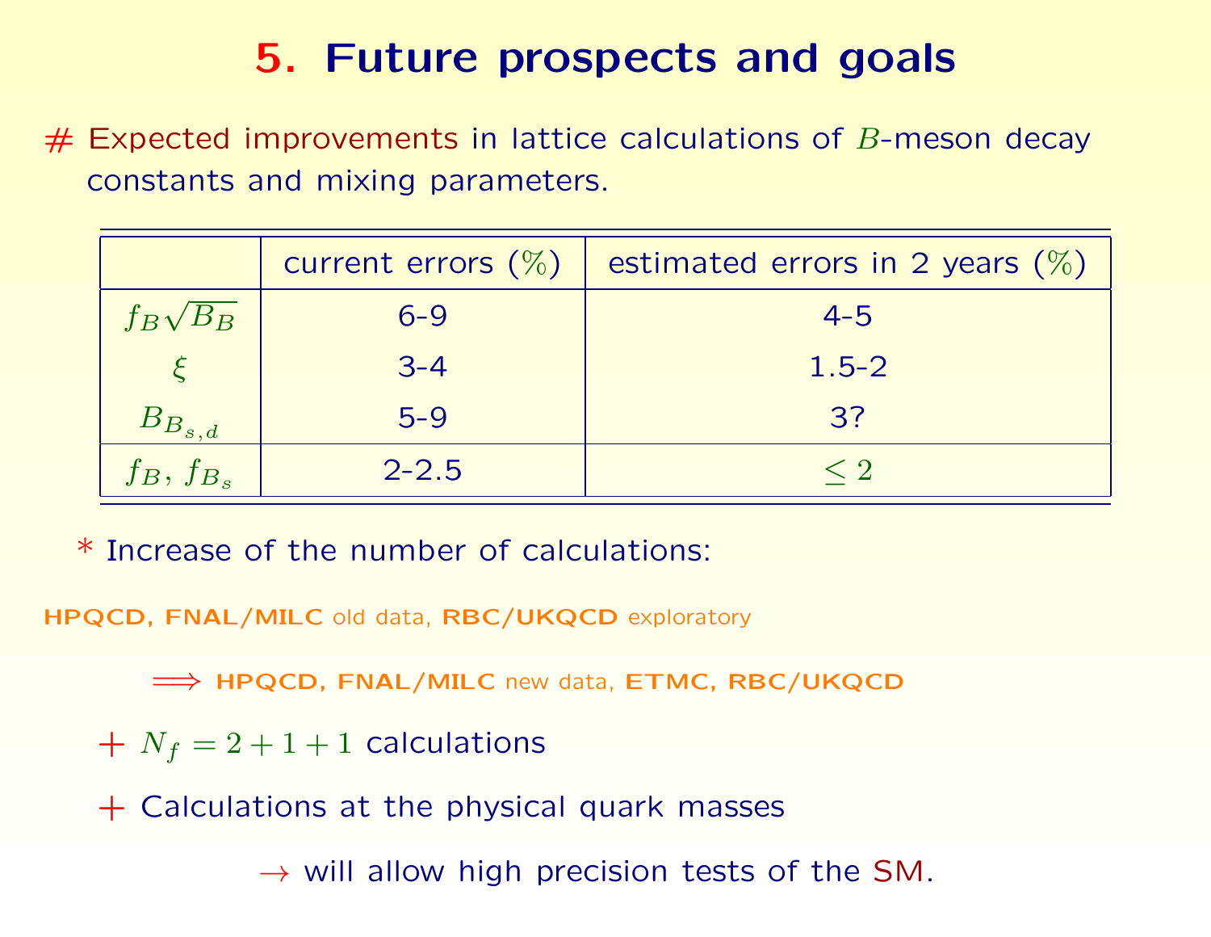# 5. Future prospects and goals

# Expected improvements in lattice calculations of $B$-meson decay constants and mixing parameters.

| | current errors (%) | estimated errors in 2 years (%) |
|---|---|---|
| $f_B\sqrt{B_B}$ | 6-9 | 4-5 |
| $\xi$ | 3-4 | 1.5-2 |
| $B_{B_{s,d}}$ | 5-9 | 3? |
| $f_B$, $f_{B_s}$ | 2-2.5 | $\leq 2$ |

* Increase of the number of calculations:

**HPQCD, FNAL/MILC** old data, **RBC/UKQCD** exploratory

$\Longrightarrow$ **HPQCD, FNAL/MILC** new data, **ETMC, RBC/UKQCD**

+ $N_f = 2+1+1$ calculations

+ Calculations at the physical quark masses

$\rightarrow$ will allow high precision tests of the SM.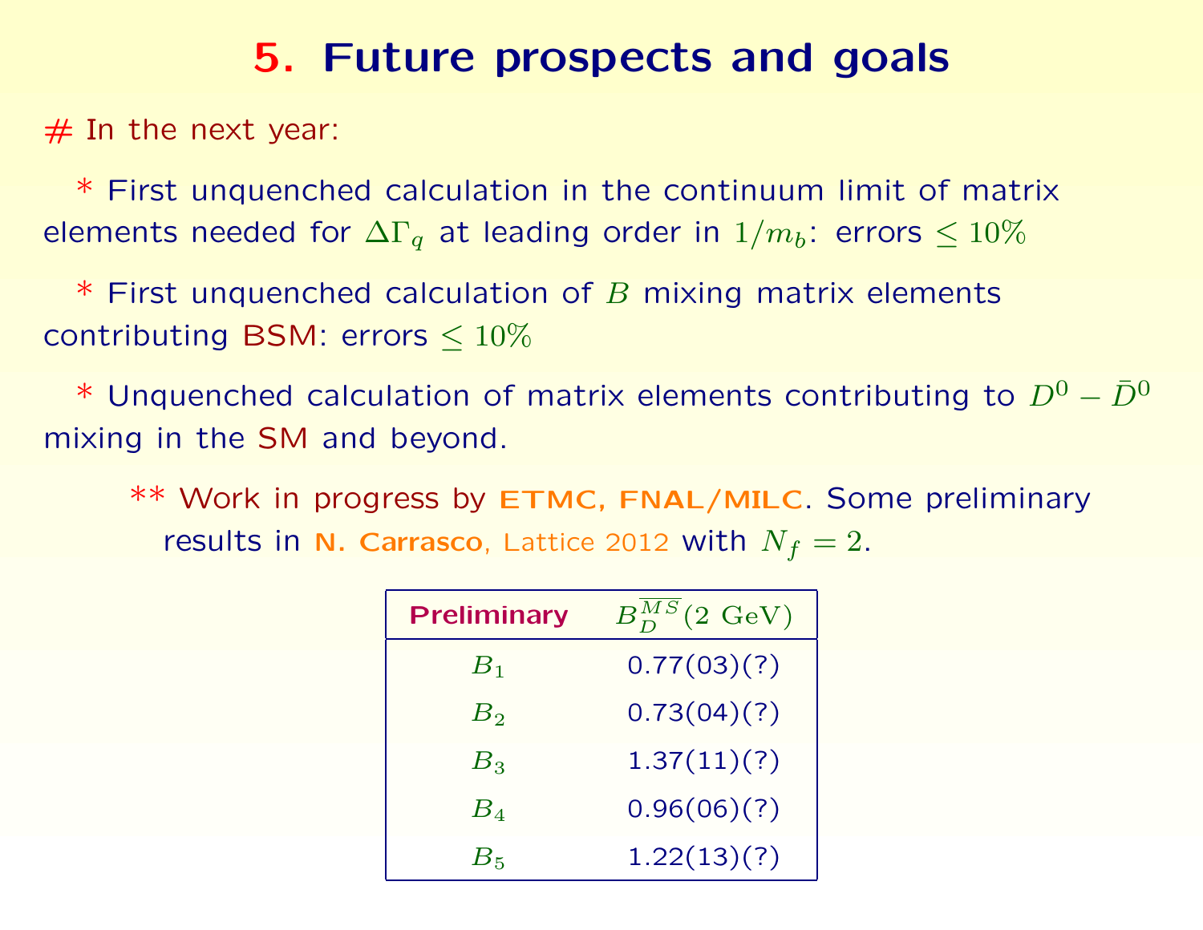# 5. Future prospects and goals

# In the next year:

* First unquenched calculation in the continuum limit of matrix elements needed for $\Delta\Gamma_q$ at leading order in $1/m_b$: errors $\leq 10\%$

* First unquenched calculation of $B$ mixing matrix elements contributing BSM: errors $\leq 10\%$

* Unquenched calculation of matrix elements contributing to $D^0 - \bar{D}^0$ mixing in the SM and beyond.

** Work in progress by **ETMC, FNAL/MILC**. Some preliminary results in **N. Carrasco**, Lattice 2012 with $N_f = 2$.

| Preliminary | $B_D^{\overline{MS}}(2\text{ GeV})$ |
|---|---|
| $B_1$ | 0.77(03)(?) |
| $B_2$ | 0.73(04)(?) |
| $B_3$ | 1.37(11)(?) |
| $B_4$ | 0.96(06)(?) |
| $B_5$ | 1.22(13)(?) |